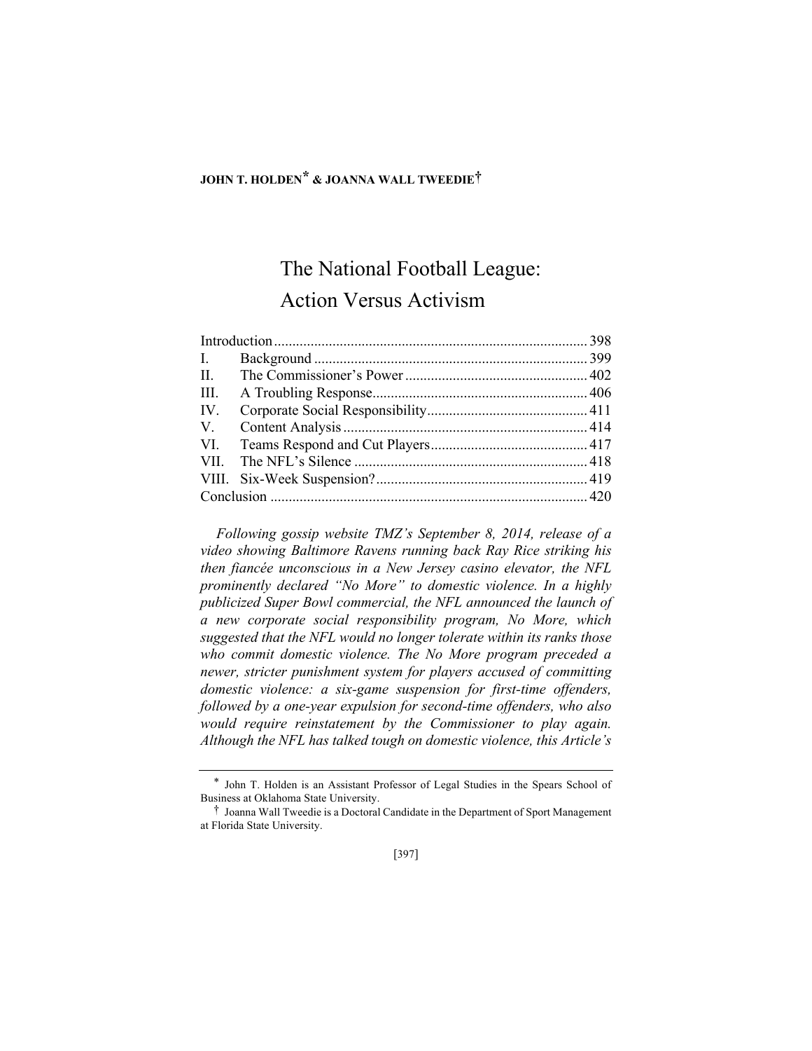**JOHN T. HOLDEN[*] & JOANNA WALL TWEEDIE[†]**

# The National Football League: Action Versus Activism

| | | |
|---|---|---|
| Introduction | | 398 |
| I. | Background | 399 |
| II. | The Commissioner's Power | 402 |
| III. | A Troubling Response | 406 |
| IV. | Corporate Social Responsibility | 411 |
| V. | Content Analysis | 414 |
| VI. | Teams Respond and Cut Players | 417 |
| VII. | The NFL's Silence | 418 |
| VIII. | Six-Week Suspension? | 419 |
| Conclusion | | 420 |

*Following gossip website TMZ's September 8, 2014, release of a video showing Baltimore Ravens running back Ray Rice striking his then fiancée unconscious in a New Jersey casino elevator, the NFL prominently declared "No More" to domestic violence. In a highly publicized Super Bowl commercial, the NFL announced the launch of a new corporate social responsibility program, No More, which suggested that the NFL would no longer tolerate within its ranks those who commit domestic violence. The No More program preceded a newer, stricter punishment system for players accused of committing domestic violence: a six-game suspension for first-time offenders, followed by a one-year expulsion for second-time offenders, who also would require reinstatement by the Commissioner to play again. Although the NFL has talked tough on domestic violence, this Article's*

---

[*] John T. Holden is an Assistant Professor of Legal Studies in the Spears School of Business at Oklahoma State University.

[†] Joanna Wall Tweedie is a Doctoral Candidate in the Department of Sport Management at Florida State University.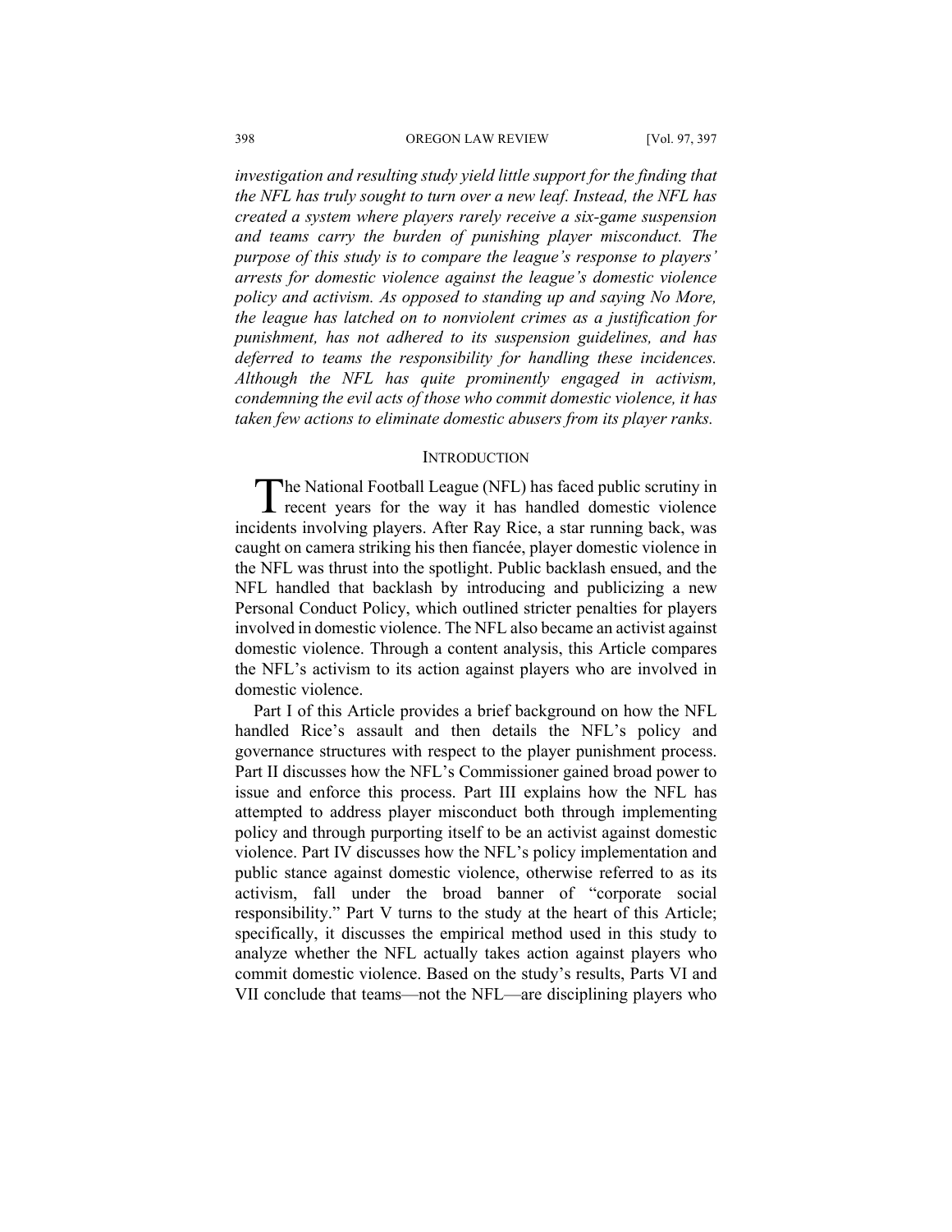*investigation and resulting study yield little support for the finding that the NFL has truly sought to turn over a new leaf. Instead, the NFL has created a system where players rarely receive a six-game suspension and teams carry the burden of punishing player misconduct. The purpose of this study is to compare the league's response to players' arrests for domestic violence against the league's domestic violence policy and activism. As opposed to standing up and saying No More, the league has latched on to nonviolent crimes as a justification for punishment, has not adhered to its suspension guidelines, and has deferred to teams the responsibility for handling these incidences. Although the NFL has quite prominently engaged in activism, condemning the evil acts of those who commit domestic violence, it has taken few actions to eliminate domestic abusers from its player ranks.*

## INTRODUCTION

The National Football League (NFL) has faced public scrutiny in recent years for the way it has handled domestic violence incidents involving players. After Ray Rice, a star running back, was caught on camera striking his then fiancée, player domestic violence in the NFL was thrust into the spotlight. Public backlash ensued, and the NFL handled that backlash by introducing and publicizing a new Personal Conduct Policy, which outlined stricter penalties for players involved in domestic violence. The NFL also became an activist against domestic violence. Through a content analysis, this Article compares the NFL's activism to its action against players who are involved in domestic violence.

Part I of this Article provides a brief background on how the NFL handled Rice's assault and then details the NFL's policy and governance structures with respect to the player punishment process. Part II discusses how the NFL's Commissioner gained broad power to issue and enforce this process. Part III explains how the NFL has attempted to address player misconduct both through implementing policy and through purporting itself to be an activist against domestic violence. Part IV discusses how the NFL's policy implementation and public stance against domestic violence, otherwise referred to as its activism, fall under the broad banner of "corporate social responsibility." Part V turns to the study at the heart of this Article; specifically, it discusses the empirical method used in this study to analyze whether the NFL actually takes action against players who commit domestic violence. Based on the study's results, Parts VI and VII conclude that teams—not the NFL—are disciplining players who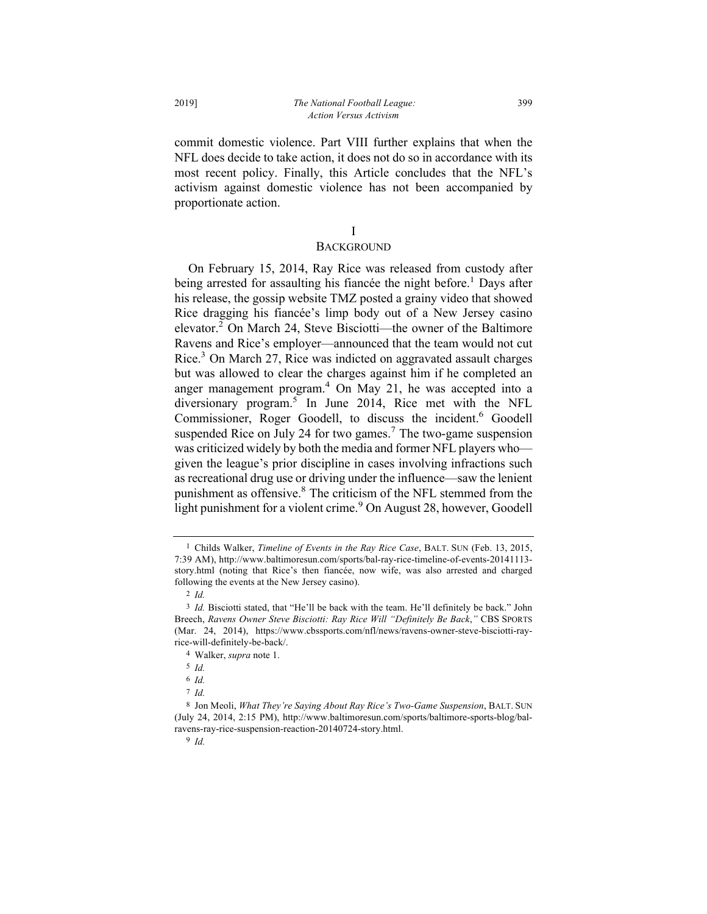commit domestic violence. Part VIII further explains that when the NFL does decide to take action, it does not do so in accordance with its most recent policy. Finally, this Article concludes that the NFL's activism against domestic violence has not been accompanied by proportionate action.

## I
## BACKGROUND

On February 15, 2014, Ray Rice was released from custody after being arrested for assaulting his fiancée the night before.[1] Days after his release, the gossip website TMZ posted a grainy video that showed Rice dragging his fiancée's limp body out of a New Jersey casino elevator.[2] On March 24, Steve Bisciotti—the owner of the Baltimore Ravens and Rice's employer—announced that the team would not cut Rice.[3] On March 27, Rice was indicted on aggravated assault charges but was allowed to clear the charges against him if he completed an anger management program.[4] On May 21, he was accepted into a diversionary program.[5] In June 2014, Rice met with the NFL Commissioner, Roger Goodell, to discuss the incident.[6] Goodell suspended Rice on July 24 for two games.[7] The two-game suspension was criticized widely by both the media and former NFL players who—given the league's prior discipline in cases involving infractions such as recreational drug use or driving under the influence—saw the lenient punishment as offensive.[8] The criticism of the NFL stemmed from the light punishment for a violent crime.[9] On August 28, however, Goodell

---

[1] Childs Walker, *Timeline of Events in the Ray Rice Case*, BALT. SUN (Feb. 13, 2015, 7:39 AM), http://www.baltimoresun.com/sports/bal-ray-rice-timeline-of-events-20141113-story.html (noting that Rice's then fiancée, now wife, was also arrested and charged following the events at the New Jersey casino).

[2] *Id.*

[3] *Id.* Bisciotti stated, that "He'll be back with the team. He'll definitely be back." John Breech, *Ravens Owner Steve Bisciotti: Ray Rice Will "Definitely Be Back*,*"* CBS SPORTS (Mar. 24, 2014), https://www.cbssports.com/nfl/news/ravens-owner-steve-bisciotti-ray-rice-will-definitely-be-back/.

[4] Walker, *supra* note 1.

[5] *Id.*

[6] *Id.*

[7] *Id.*

[8] Jon Meoli, *What They're Saying About Ray Rice's Two-Game Suspension*, BALT. SUN (July 24, 2014, 2:15 PM), http://www.baltimoresun.com/sports/baltimore-sports-blog/bal-ravens-ray-rice-suspension-reaction-20140724-story.html.

[9] *Id.*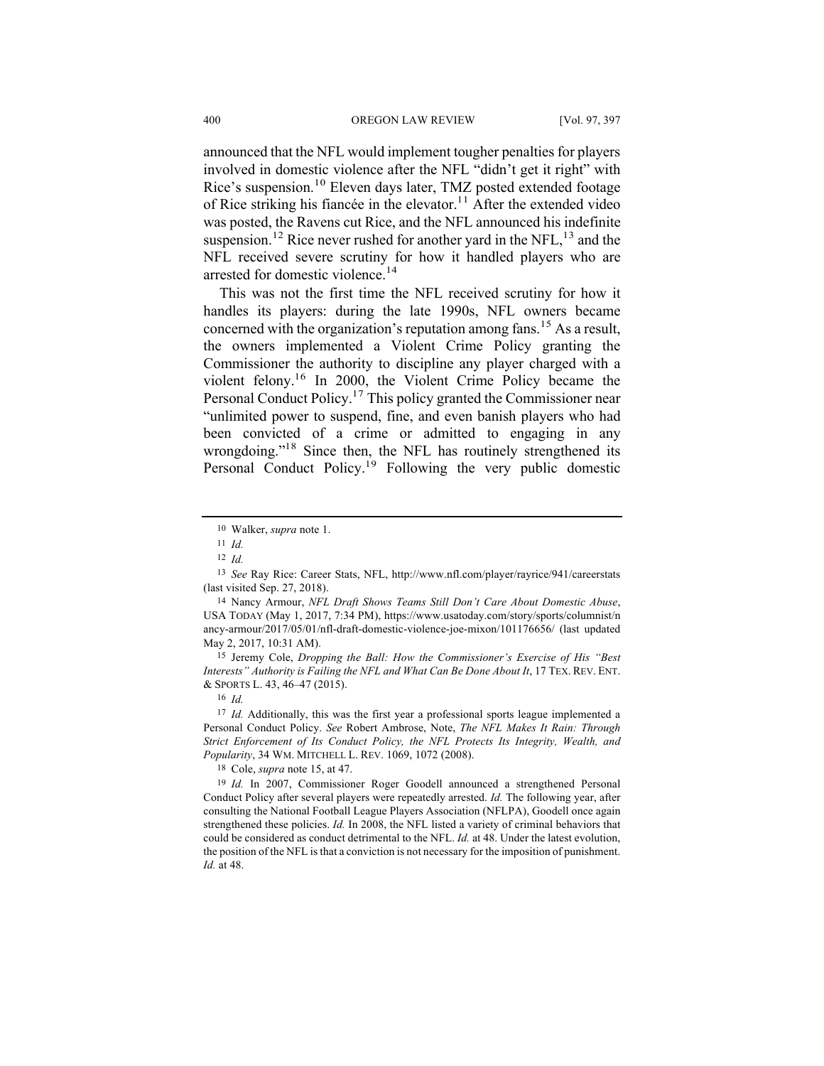announced that the NFL would implement tougher penalties for players involved in domestic violence after the NFL "didn't get it right" with Rice's suspension.[10] Eleven days later, TMZ posted extended footage of Rice striking his fiancée in the elevator.[11] After the extended video was posted, the Ravens cut Rice, and the NFL announced his indefinite suspension.[12] Rice never rushed for another yard in the NFL,[13] and the NFL received severe scrutiny for how it handled players who are arrested for domestic violence.[14]

This was not the first time the NFL received scrutiny for how it handles its players: during the late 1990s, NFL owners became concerned with the organization's reputation among fans.[15] As a result, the owners implemented a Violent Crime Policy granting the Commissioner the authority to discipline any player charged with a violent felony.[16] In 2000, the Violent Crime Policy became the Personal Conduct Policy.[17] This policy granted the Commissioner near "unlimited power to suspend, fine, and even banish players who had been convicted of a crime or admitted to engaging in any wrongdoing."[18] Since then, the NFL has routinely strengthened its Personal Conduct Policy.[19] Following the very public domestic

---

10 Walker, *supra* note 1.

11 *Id.*

12 *Id.*

13 *See* Ray Rice: Career Stats, NFL, http://www.nfl.com/player/rayrice/941/careerstats (last visited Sep. 27, 2018).

14 Nancy Armour, *NFL Draft Shows Teams Still Don't Care About Domestic Abuse*, USA TODAY (May 1, 2017, 7:34 PM), https://www.usatoday.com/story/sports/columnist/nancy-armour/2017/05/01/nfl-draft-domestic-violence-joe-mixon/101176656/ (last updated May 2, 2017, 10:31 AM).

15 Jeremy Cole, *Dropping the Ball: How the Commissioner's Exercise of His "Best Interests" Authority is Failing the NFL and What Can Be Done About It*, 17 TEX. REV. ENT. & SPORTS L. 43, 46–47 (2015).

16 *Id.*

17 *Id.* Additionally, this was the first year a professional sports league implemented a Personal Conduct Policy. *See* Robert Ambrose, Note, *The NFL Makes It Rain: Through Strict Enforcement of Its Conduct Policy, the NFL Protects Its Integrity, Wealth, and Popularity*, 34 WM. MITCHELL L. REV. 1069, 1072 (2008).

18 Cole, *supra* note 15, at 47.

19 *Id.* In 2007, Commissioner Roger Goodell announced a strengthened Personal Conduct Policy after several players were repeatedly arrested. *Id.* The following year, after consulting the National Football League Players Association (NFLPA), Goodell once again strengthened these policies. *Id.* In 2008, the NFL listed a variety of criminal behaviors that could be considered as conduct detrimental to the NFL. *Id.* at 48. Under the latest evolution, the position of the NFL is that a conviction is not necessary for the imposition of punishment. *Id.* at 48.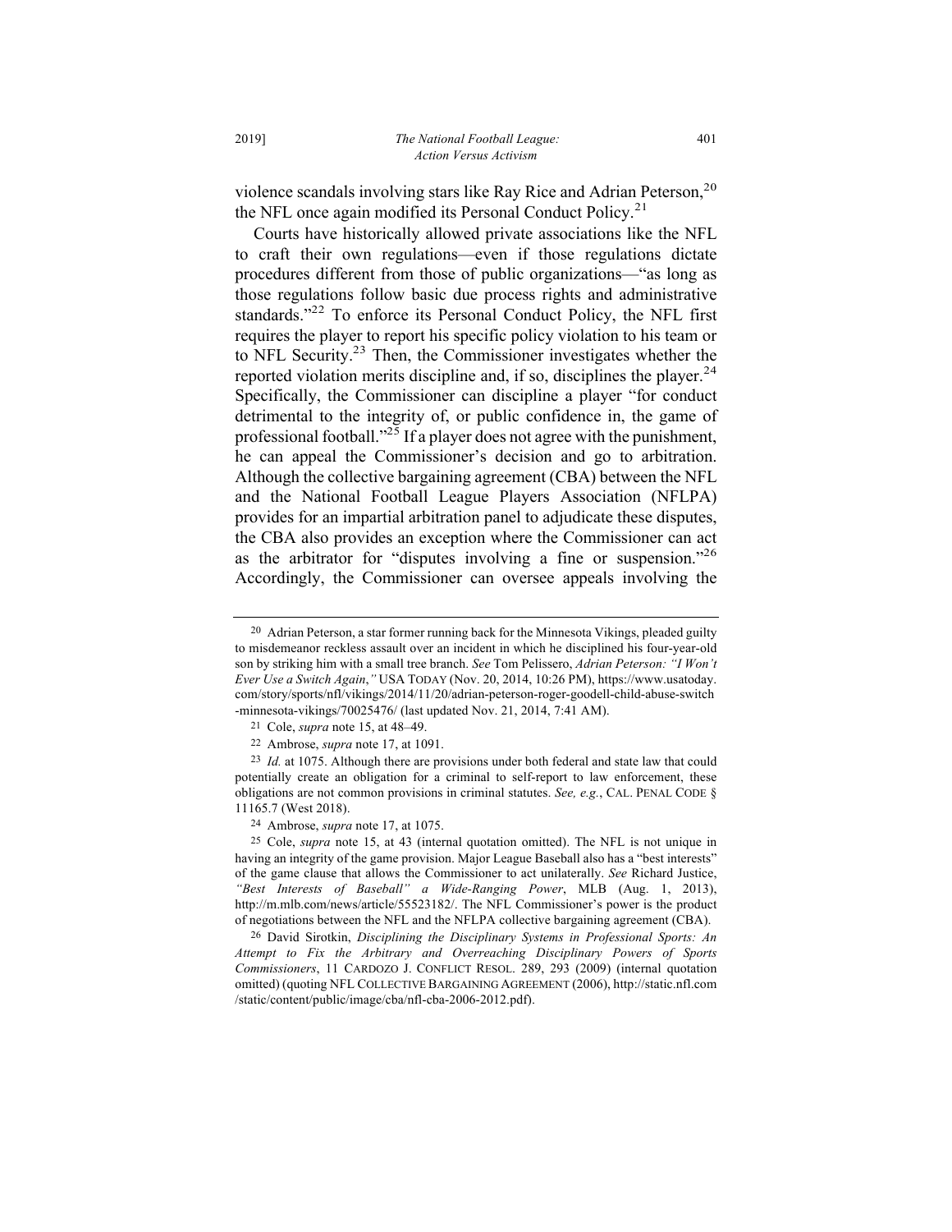violence scandals involving stars like Ray Rice and Adrian Peterson,[20] the NFL once again modified its Personal Conduct Policy.[21]

Courts have historically allowed private associations like the NFL to craft their own regulations—even if those regulations dictate procedures different from those of public organizations—"as long as those regulations follow basic due process rights and administrative standards."[22] To enforce its Personal Conduct Policy, the NFL first requires the player to report his specific policy violation to his team or to NFL Security.[23] Then, the Commissioner investigates whether the reported violation merits discipline and, if so, disciplines the player.[24] Specifically, the Commissioner can discipline a player "for conduct detrimental to the integrity of, or public confidence in, the game of professional football."[25] If a player does not agree with the punishment, he can appeal the Commissioner's decision and go to arbitration. Although the collective bargaining agreement (CBA) between the NFL and the National Football League Players Association (NFLPA) provides for an impartial arbitration panel to adjudicate these disputes, the CBA also provides an exception where the Commissioner can act as the arbitrator for "disputes involving a fine or suspension."[26] Accordingly, the Commissioner can oversee appeals involving the

---

[20] Adrian Peterson, a star former running back for the Minnesota Vikings, pleaded guilty to misdemeanor reckless assault over an incident in which he disciplined his four-year-old son by striking him with a small tree branch. *See* Tom Pelissero, *Adrian Peterson: "I Won't Ever Use a Switch Again*,*"* USA TODAY (Nov. 20, 2014, 10:26 PM), https://www.usatoday.com/story/sports/nfl/vikings/2014/11/20/adrian-peterson-roger-goodell-child-abuse-switch-minnesota-vikings/70025476/ (last updated Nov. 21, 2014, 7:41 AM).

[21] Cole, *supra* note 15, at 48–49.

[22] Ambrose, *supra* note 17, at 1091.

[23] *Id.* at 1075. Although there are provisions under both federal and state law that could potentially create an obligation for a criminal to self-report to law enforcement, these obligations are not common provisions in criminal statutes. *See, e.g.*, CAL. PENAL CODE § 11165.7 (West 2018).

[24] Ambrose, *supra* note 17, at 1075.

[25] Cole, *supra* note 15, at 43 (internal quotation omitted). The NFL is not unique in having an integrity of the game provision. Major League Baseball also has a "best interests" of the game clause that allows the Commissioner to act unilaterally. *See* Richard Justice, *"Best Interests of Baseball" a Wide-Ranging Power*, MLB (Aug. 1, 2013), http://m.mlb.com/news/article/55523182/. The NFL Commissioner's power is the product of negotiations between the NFL and the NFLPA collective bargaining agreement (CBA).

[26] David Sirotkin, *Disciplining the Disciplinary Systems in Professional Sports: An Attempt to Fix the Arbitrary and Overreaching Disciplinary Powers of Sports Commissioners*, 11 CARDOZO J. CONFLICT RESOL. 289, 293 (2009) (internal quotation omitted) (quoting NFL COLLECTIVE BARGAINING AGREEMENT (2006), http://static.nfl.com/static/content/public/image/cba/nfl-cba-2006-2012.pdf).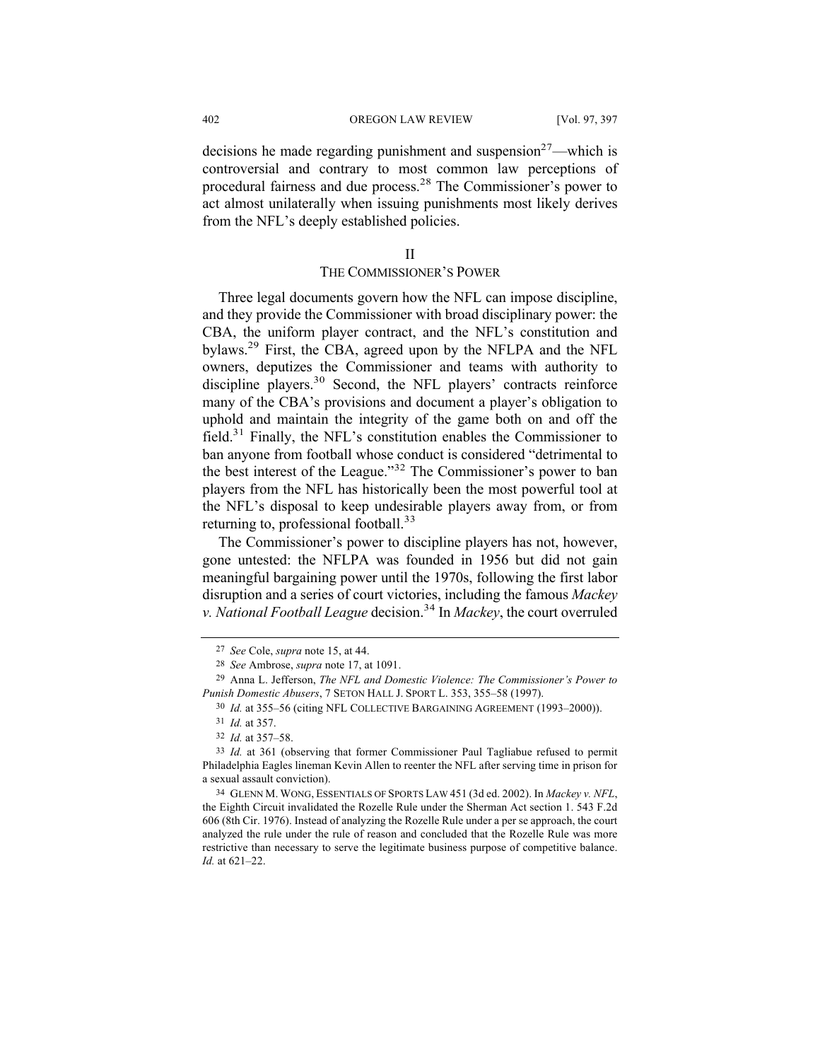decisions he made regarding punishment and suspension[27]—which is controversial and contrary to most common law perceptions of procedural fairness and due process.[28] The Commissioner's power to act almost unilaterally when issuing punishments most likely derives from the NFL's deeply established policies.

## II
## THE COMMISSIONER'S POWER

Three legal documents govern how the NFL can impose discipline, and they provide the Commissioner with broad disciplinary power: the CBA, the uniform player contract, and the NFL's constitution and bylaws.[29] First, the CBA, agreed upon by the NFLPA and the NFL owners, deputizes the Commissioner and teams with authority to discipline players.[30] Second, the NFL players' contracts reinforce many of the CBA's provisions and document a player's obligation to uphold and maintain the integrity of the game both on and off the field.[31] Finally, the NFL's constitution enables the Commissioner to ban anyone from football whose conduct is considered "detrimental to the best interest of the League."[32] The Commissioner's power to ban players from the NFL has historically been the most powerful tool at the NFL's disposal to keep undesirable players away from, or from returning to, professional football.[33]

The Commissioner's power to discipline players has not, however, gone untested: the NFLPA was founded in 1956 but did not gain meaningful bargaining power until the 1970s, following the first labor disruption and a series of court victories, including the famous *Mackey v. National Football League* decision.[34] In *Mackey*, the court overruled

---

27 *See* Cole, *supra* note 15, at 44.

28 *See* Ambrose, *supra* note 17, at 1091.

29 Anna L. Jefferson, *The NFL and Domestic Violence: The Commissioner's Power to Punish Domestic Abusers*, 7 SETON HALL J. SPORT L. 353, 355–58 (1997).

30 *Id.* at 355–56 (citing NFL COLLECTIVE BARGAINING AGREEMENT (1993–2000)).

31 *Id.* at 357.

32 *Id.* at 357–58.

33 *Id.* at 361 (observing that former Commissioner Paul Tagliabue refused to permit Philadelphia Eagles lineman Kevin Allen to reenter the NFL after serving time in prison for a sexual assault conviction).

34 GLENN M. WONG, ESSENTIALS OF SPORTS LAW 451 (3d ed. 2002). In *Mackey v. NFL*, the Eighth Circuit invalidated the Rozelle Rule under the Sherman Act section 1. 543 F.2d 606 (8th Cir. 1976). Instead of analyzing the Rozelle Rule under a per se approach, the court analyzed the rule under the rule of reason and concluded that the Rozelle Rule was more restrictive than necessary to serve the legitimate business purpose of competitive balance. *Id.* at 621–22.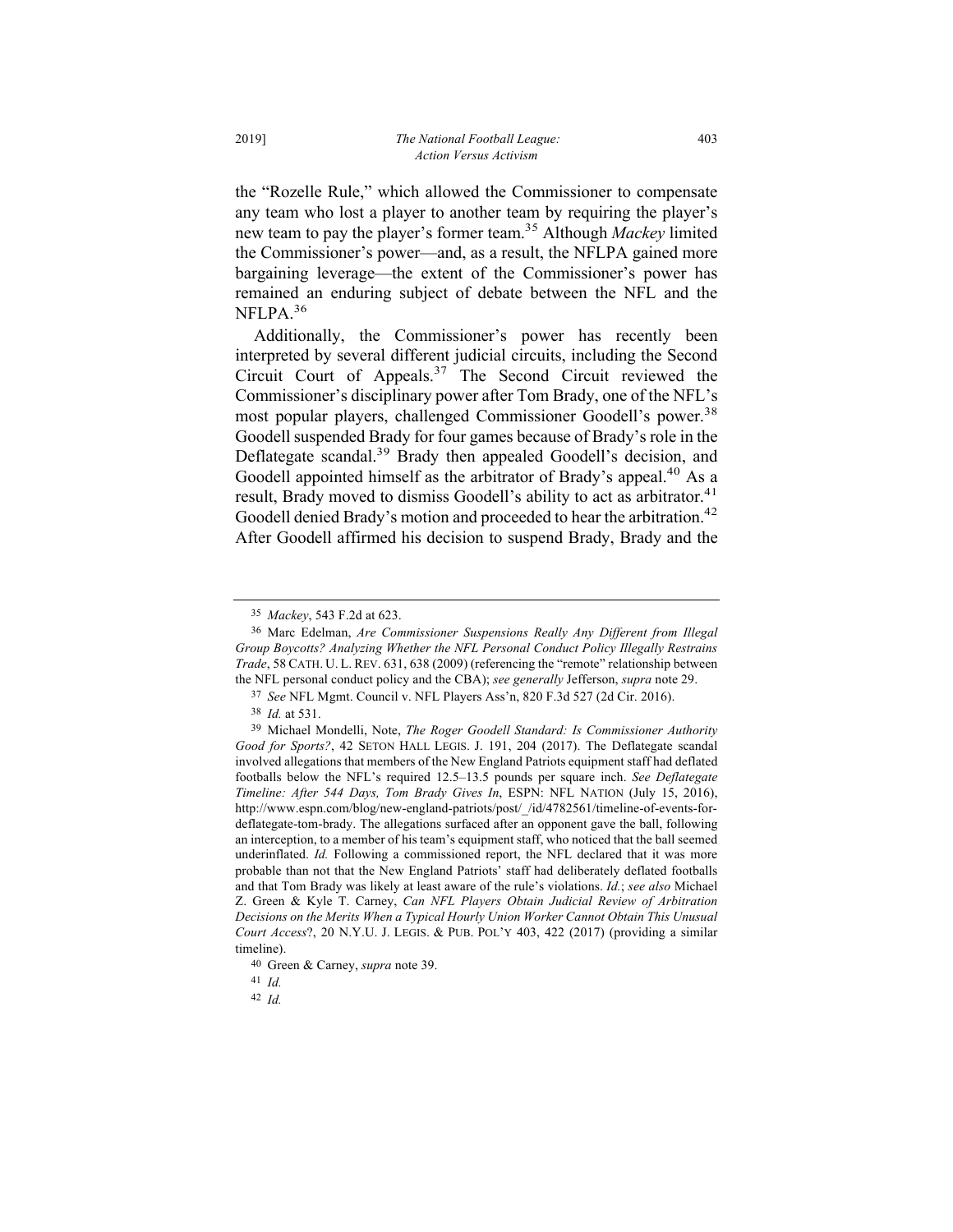the "Rozelle Rule," which allowed the Commissioner to compensate any team who lost a player to another team by requiring the player's new team to pay the player's former team.[35] Although *Mackey* limited the Commissioner's power—and, as a result, the NFLPA gained more bargaining leverage—the extent of the Commissioner's power has remained an enduring subject of debate between the NFL and the NFLPA.[36]

Additionally, the Commissioner's power has recently been interpreted by several different judicial circuits, including the Second Circuit Court of Appeals.[37] The Second Circuit reviewed the Commissioner's disciplinary power after Tom Brady, one of the NFL's most popular players, challenged Commissioner Goodell's power.[38] Goodell suspended Brady for four games because of Brady's role in the Deflategate scandal.[39] Brady then appealed Goodell's decision, and Goodell appointed himself as the arbitrator of Brady's appeal.[40] As a result, Brady moved to dismiss Goodell's ability to act as arbitrator.[41] Goodell denied Brady's motion and proceeded to hear the arbitration.[42] After Goodell affirmed his decision to suspend Brady, Brady and the

---

35 *Mackey*, 543 F.2d at 623.

36 Marc Edelman, *Are Commissioner Suspensions Really Any Different from Illegal Group Boycotts? Analyzing Whether the NFL Personal Conduct Policy Illegally Restrains Trade*, 58 CATH. U. L. REV. 631, 638 (2009) (referencing the "remote" relationship between the NFL personal conduct policy and the CBA); *see generally* Jefferson, *supra* note 29.

37 *See* NFL Mgmt. Council v. NFL Players Ass'n, 820 F.3d 527 (2d Cir. 2016).

38 *Id.* at 531.

39 Michael Mondelli, Note, *The Roger Goodell Standard: Is Commissioner Authority Good for Sports?*, 42 SETON HALL LEGIS. J. 191, 204 (2017). The Deflategate scandal involved allegations that members of the New England Patriots equipment staff had deflated footballs below the NFL's required 12.5–13.5 pounds per square inch. *See Deflategate Timeline: After 544 Days, Tom Brady Gives In*, ESPN: NFL NATION (July 15, 2016), http://www.espn.com/blog/new-england-patriots/post/_/id/4782561/timeline-of-events-for-deflategate-tom-brady. The allegations surfaced after an opponent gave the ball, following an interception, to a member of his team's equipment staff, who noticed that the ball seemed underinflated. *Id.* Following a commissioned report, the NFL declared that it was more probable than not that the New England Patriots' staff had deliberately deflated footballs and that Tom Brady was likely at least aware of the rule's violations. *Id.*; *see also* Michael Z. Green & Kyle T. Carney, *Can NFL Players Obtain Judicial Review of Arbitration Decisions on the Merits When a Typical Hourly Union Worker Cannot Obtain This Unusual Court Access*?, 20 N.Y.U. J. LEGIS. & PUB. POL'Y 403, 422 (2017) (providing a similar timeline).

40 Green & Carney, *supra* note 39.

41 *Id.*

42 *Id.*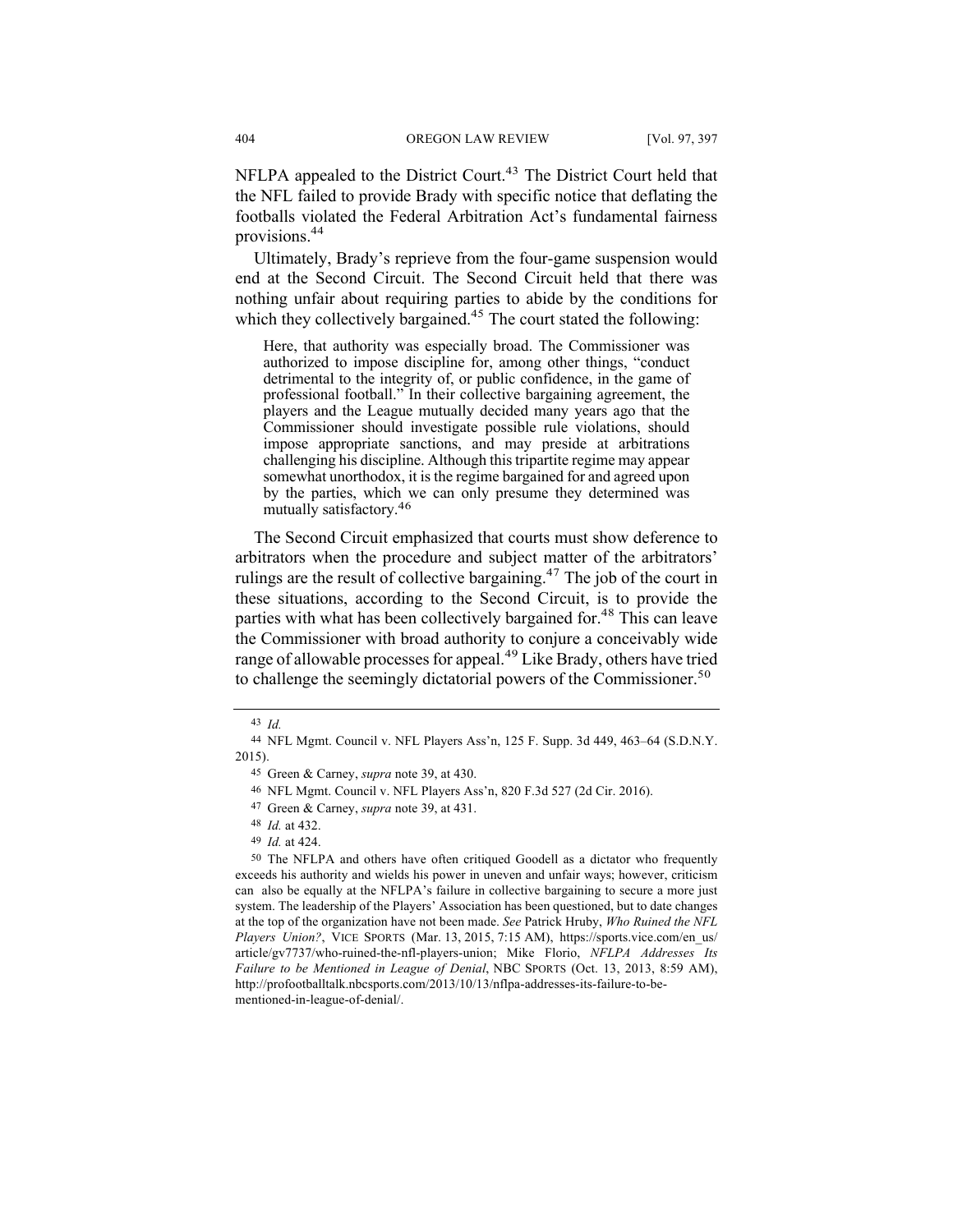NFLPA appealed to the District Court.[43] The District Court held that the NFL failed to provide Brady with specific notice that deflating the footballs violated the Federal Arbitration Act's fundamental fairness provisions.[44]

Ultimately, Brady's reprieve from the four-game suspension would end at the Second Circuit. The Second Circuit held that there was nothing unfair about requiring parties to abide by the conditions for which they collectively bargained.[45] The court stated the following:

> Here, that authority was especially broad. The Commissioner was authorized to impose discipline for, among other things, "conduct detrimental to the integrity of, or public confidence, in the game of professional football." In their collective bargaining agreement, the players and the League mutually decided many years ago that the Commissioner should investigate possible rule violations, should impose appropriate sanctions, and may preside at arbitrations challenging his discipline. Although this tripartite regime may appear somewhat unorthodox, it is the regime bargained for and agreed upon by the parties, which we can only presume they determined was mutually satisfactory.[46]

The Second Circuit emphasized that courts must show deference to arbitrators when the procedure and subject matter of the arbitrators' rulings are the result of collective bargaining.[47] The job of the court in these situations, according to the Second Circuit, is to provide the parties with what has been collectively bargained for.[48] This can leave the Commissioner with broad authority to conjure a conceivably wide range of allowable processes for appeal.[49] Like Brady, others have tried to challenge the seemingly dictatorial powers of the Commissioner.[50]

---

[43] *Id.*

[44] NFL Mgmt. Council v. NFL Players Ass'n, 125 F. Supp. 3d 449, 463–64 (S.D.N.Y. 2015).

[45] Green & Carney, *supra* note 39, at 430.

[46] NFL Mgmt. Council v. NFL Players Ass'n, 820 F.3d 527 (2d Cir. 2016).

[47] Green & Carney, *supra* note 39, at 431.

[48] *Id.* at 432.

[49] *Id.* at 424.

[50] The NFLPA and others have often critiqued Goodell as a dictator who frequently exceeds his authority and wields his power in uneven and unfair ways; however, criticism can also be equally at the NFLPA's failure in collective bargaining to secure a more just system. The leadership of the Players' Association has been questioned, but to date changes at the top of the organization have not been made. *See* Patrick Hruby, *Who Ruined the NFL Players Union?*, VICE SPORTS (Mar. 13, 2015, 7:15 AM), https://sports.vice.com/en_us/article/gv7737/who-ruined-the-nfl-players-union; Mike Florio, *NFLPA Addresses Its Failure to be Mentioned in League of Denial*, NBC SPORTS (Oct. 13, 2013, 8:59 AM), http://profootballtalk.nbcsports.com/2013/10/13/nflpa-addresses-its-failure-to-be-mentioned-in-league-of-denial/.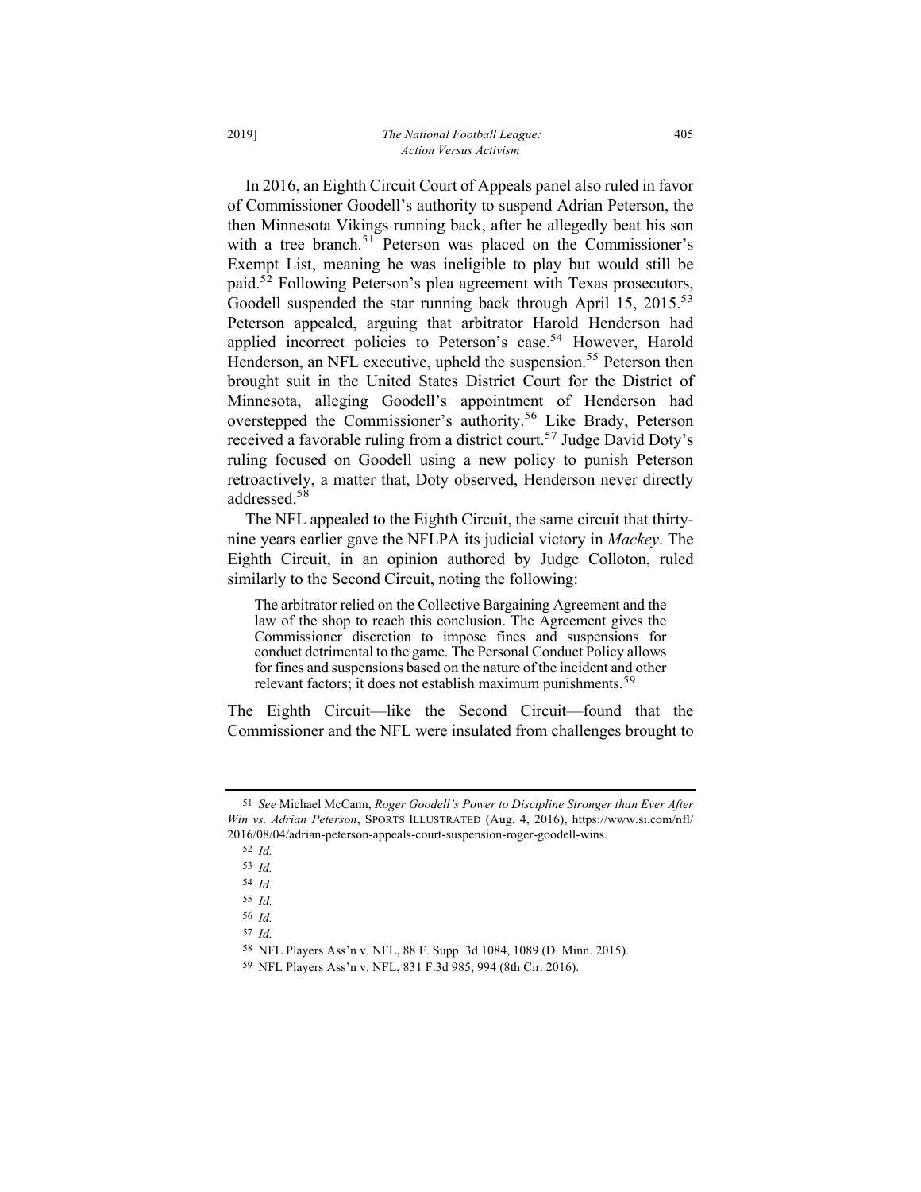In 2016, an Eighth Circuit Court of Appeals panel also ruled in favor of Commissioner Goodell's authority to suspend Adrian Peterson, the then Minnesota Vikings running back, after he allegedly beat his son with a tree branch.[51] Peterson was placed on the Commissioner's Exempt List, meaning he was ineligible to play but would still be paid.[52] Following Peterson's plea agreement with Texas prosecutors, Goodell suspended the star running back through April 15, 2015.[53] Peterson appealed, arguing that arbitrator Harold Henderson had applied incorrect policies to Peterson's case.[54] However, Harold Henderson, an NFL executive, upheld the suspension.[55] Peterson then brought suit in the United States District Court for the District of Minnesota, alleging Goodell's appointment of Henderson had overstepped the Commissioner's authority.[56] Like Brady, Peterson received a favorable ruling from a district court.[57] Judge David Doty's ruling focused on Goodell using a new policy to punish Peterson retroactively, a matter that, Doty observed, Henderson never directly addressed.[58]

The NFL appealed to the Eighth Circuit, the same circuit that thirty-nine years earlier gave the NFLPA its judicial victory in *Mackey*. The Eighth Circuit, in an opinion authored by Judge Colloton, ruled similarly to the Second Circuit, noting the following:

> The arbitrator relied on the Collective Bargaining Agreement and the law of the shop to reach this conclusion. The Agreement gives the Commissioner discretion to impose fines and suspensions for conduct detrimental to the game. The Personal Conduct Policy allows for fines and suspensions based on the nature of the incident and other relevant factors; it does not establish maximum punishments.[59]

The Eighth Circuit—like the Second Circuit—found that the Commissioner and the NFL were insulated from challenges brought to

---

51 *See* Michael McCann, *Roger Goodell's Power to Discipline Stronger than Ever After Win vs. Adrian Peterson*, SPORTS ILLUSTRATED (Aug. 4, 2016), https://www.si.com/nfl/2016/08/04/adrian-peterson-appeals-court-suspension-roger-goodell-wins.

52 *Id.*

53 *Id.*

54 *Id.*

55 *Id.*

56 *Id.*

57 *Id.*

58 NFL Players Ass'n v. NFL, 88 F. Supp. 3d 1084, 1089 (D. Minn. 2015).

59 NFL Players Ass'n v. NFL, 831 F.3d 985, 994 (8th Cir. 2016).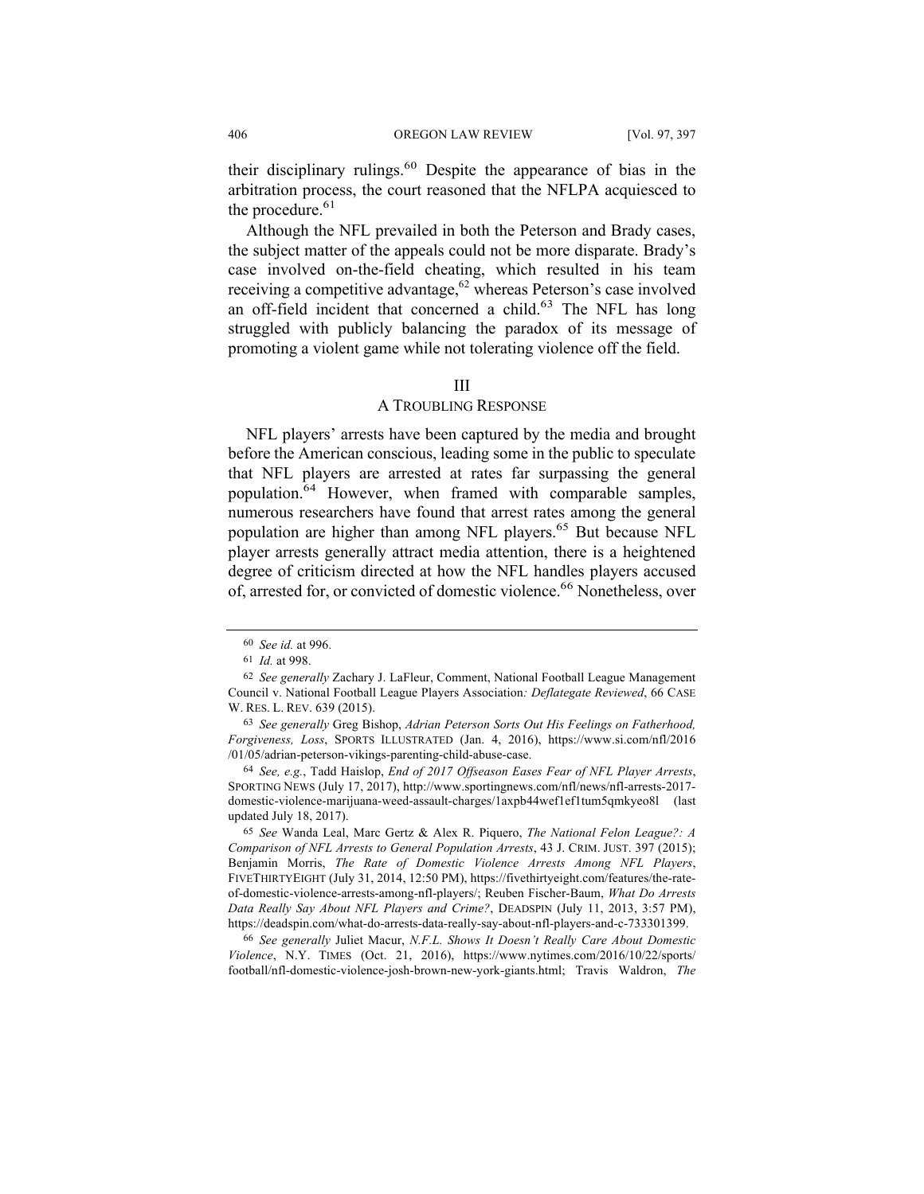their disciplinary rulings.[60] Despite the appearance of bias in the arbitration process, the court reasoned that the NFLPA acquiesced to the procedure.[61]

Although the NFL prevailed in both the Peterson and Brady cases, the subject matter of the appeals could not be more disparate. Brady's case involved on-the-field cheating, which resulted in his team receiving a competitive advantage,[62] whereas Peterson's case involved an off-field incident that concerned a child.[63] The NFL has long struggled with publicly balancing the paradox of its message of promoting a violent game while not tolerating violence off the field.

## III
## A TROUBLING RESPONSE

NFL players' arrests have been captured by the media and brought before the American conscious, leading some in the public to speculate that NFL players are arrested at rates far surpassing the general population.[64] However, when framed with comparable samples, numerous researchers have found that arrest rates among the general population are higher than among NFL players.[65] But because NFL player arrests generally attract media attention, there is a heightened degree of criticism directed at how the NFL handles players accused of, arrested for, or convicted of domestic violence.[66] Nonetheless, over

---

60 *See id.* at 996.

61 *Id.* at 998.

62 *See generally* Zachary J. LaFleur, Comment, National Football League Management Council v. National Football League Players Association*: Deflategate Reviewed*, 66 CASE W. RES. L. REV. 639 (2015).

63 *See generally* Greg Bishop, *Adrian Peterson Sorts Out His Feelings on Fatherhood, Forgiveness, Loss*, SPORTS ILLUSTRATED (Jan. 4, 2016), https://www.si.com/nfl/2016/01/05/adrian-peterson-vikings-parenting-child-abuse-case.

64 *See, e.g.*, Tadd Haislop, *End of 2017 Offseason Eases Fear of NFL Player Arrests*, SPORTING NEWS (July 17, 2017), http://www.sportingnews.com/nfl/news/nfl-arrests-2017-domestic-violence-marijuana-weed-assault-charges/1axpb44wef1ef1tum5qmkyeo8l (last updated July 18, 2017).

65 *See* Wanda Leal, Marc Gertz & Alex R. Piquero, *The National Felon League?: A Comparison of NFL Arrests to General Population Arrests*, 43 J. CRIM. JUST. 397 (2015); Benjamin Morris, *The Rate of Domestic Violence Arrests Among NFL Players*, FIVETHIRTYEIGHT (July 31, 2014, 12:50 PM), https://fivethirtyeight.com/features/the-rate-of-domestic-violence-arrests-among-nfl-players/; Reuben Fischer-Baum, *What Do Arrests Data Really Say About NFL Players and Crime?*, DEADSPIN (July 11, 2013, 3:57 PM), https://deadspin.com/what-do-arrests-data-really-say-about-nfl-players-and-c-733301399.

66 *See generally* Juliet Macur, *N.F.L. Shows It Doesn't Really Care About Domestic Violence*, N.Y. TIMES (Oct. 21, 2016), https://www.nytimes.com/2016/10/22/sports/football/nfl-domestic-violence-josh-brown-new-york-giants.html; Travis Waldron, *The*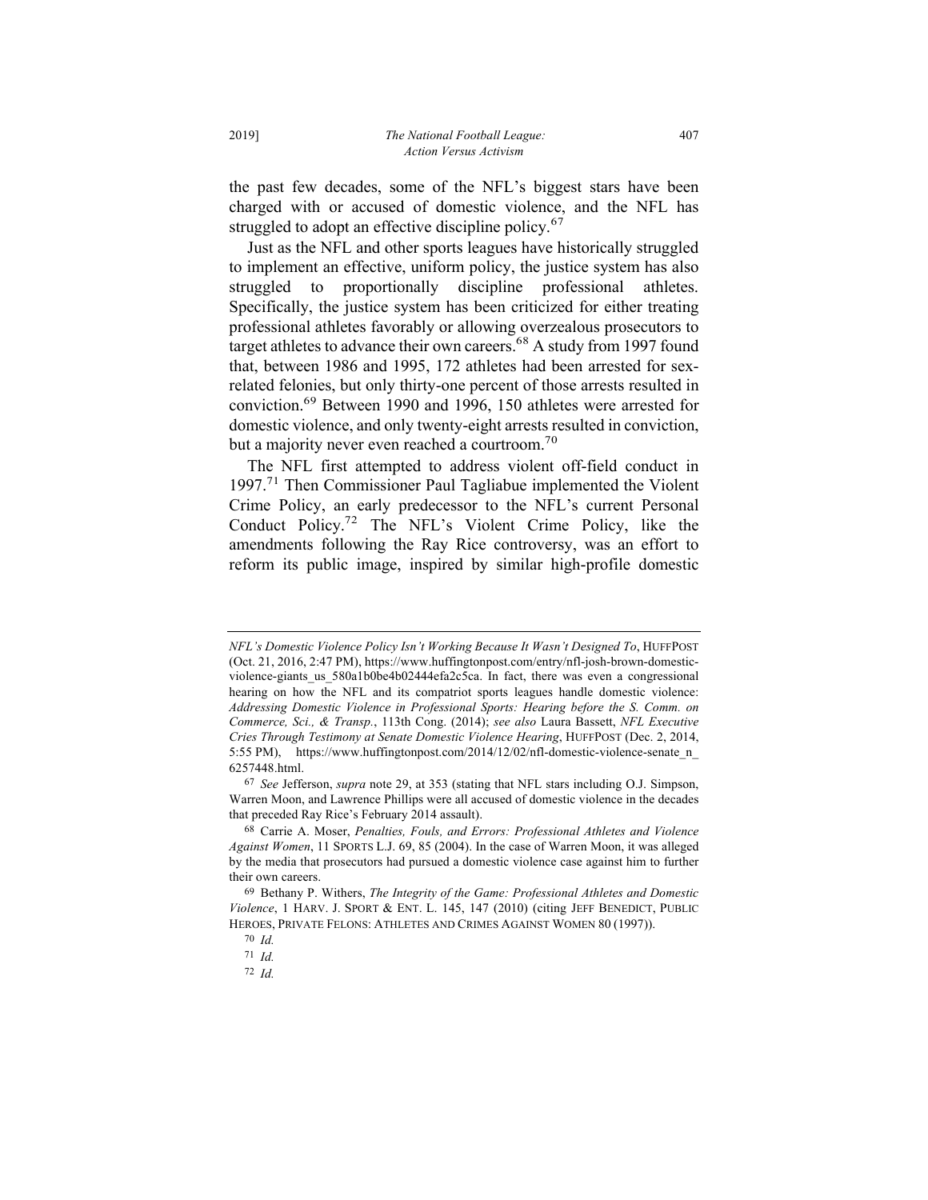the past few decades, some of the NFL's biggest stars have been charged with or accused of domestic violence, and the NFL has struggled to adopt an effective discipline policy.[67]

Just as the NFL and other sports leagues have historically struggled to implement an effective, uniform policy, the justice system has also struggled to proportionally discipline professional athletes. Specifically, the justice system has been criticized for either treating professional athletes favorably or allowing overzealous prosecutors to target athletes to advance their own careers.[68] A study from 1997 found that, between 1986 and 1995, 172 athletes had been arrested for sex-related felonies, but only thirty-one percent of those arrests resulted in conviction.[69] Between 1990 and 1996, 150 athletes were arrested for domestic violence, and only twenty-eight arrests resulted in conviction, but a majority never even reached a courtroom.[70]

The NFL first attempted to address violent off-field conduct in 1997.[71] Then Commissioner Paul Tagliabue implemented the Violent Crime Policy, an early predecessor to the NFL's current Personal Conduct Policy.[72] The NFL's Violent Crime Policy, like the amendments following the Ray Rice controversy, was an effort to reform its public image, inspired by similar high-profile domestic

---

*NFL's Domestic Violence Policy Isn't Working Because It Wasn't Designed To*, HUFFPOST (Oct. 21, 2016, 2:47 PM), https://www.huffingtonpost.com/entry/nfl-josh-brown-domestic-violence-giants_us_580a1b0be4b02444efa2c5ca. In fact, there was even a congressional hearing on how the NFL and its compatriot sports leagues handle domestic violence: *Addressing Domestic Violence in Professional Sports: Hearing before the S. Comm. on Commerce, Sci., & Transp.*, 113th Cong. (2014); *see also* Laura Bassett, *NFL Executive Cries Through Testimony at Senate Domestic Violence Hearing*, HUFFPOST (Dec. 2, 2014, 5:55 PM), https://www.huffingtonpost.com/2014/12/02/nfl-domestic-violence-senate_n_6257448.html.

[67] *See* Jefferson, *supra* note 29, at 353 (stating that NFL stars including O.J. Simpson, Warren Moon, and Lawrence Phillips were all accused of domestic violence in the decades that preceded Ray Rice's February 2014 assault).

[68] Carrie A. Moser, *Penalties, Fouls, and Errors: Professional Athletes and Violence Against Women*, 11 SPORTS L.J. 69, 85 (2004). In the case of Warren Moon, it was alleged by the media that prosecutors had pursued a domestic violence case against him to further their own careers.

[69] Bethany P. Withers, *The Integrity of the Game: Professional Athletes and Domestic Violence*, 1 HARV. J. SPORT & ENT. L. 145, 147 (2010) (citing JEFF BENEDICT, PUBLIC HEROES, PRIVATE FELONS: ATHLETES AND CRIMES AGAINST WOMEN 80 (1997)).

[70] *Id.*

[71] *Id.*

[72] *Id.*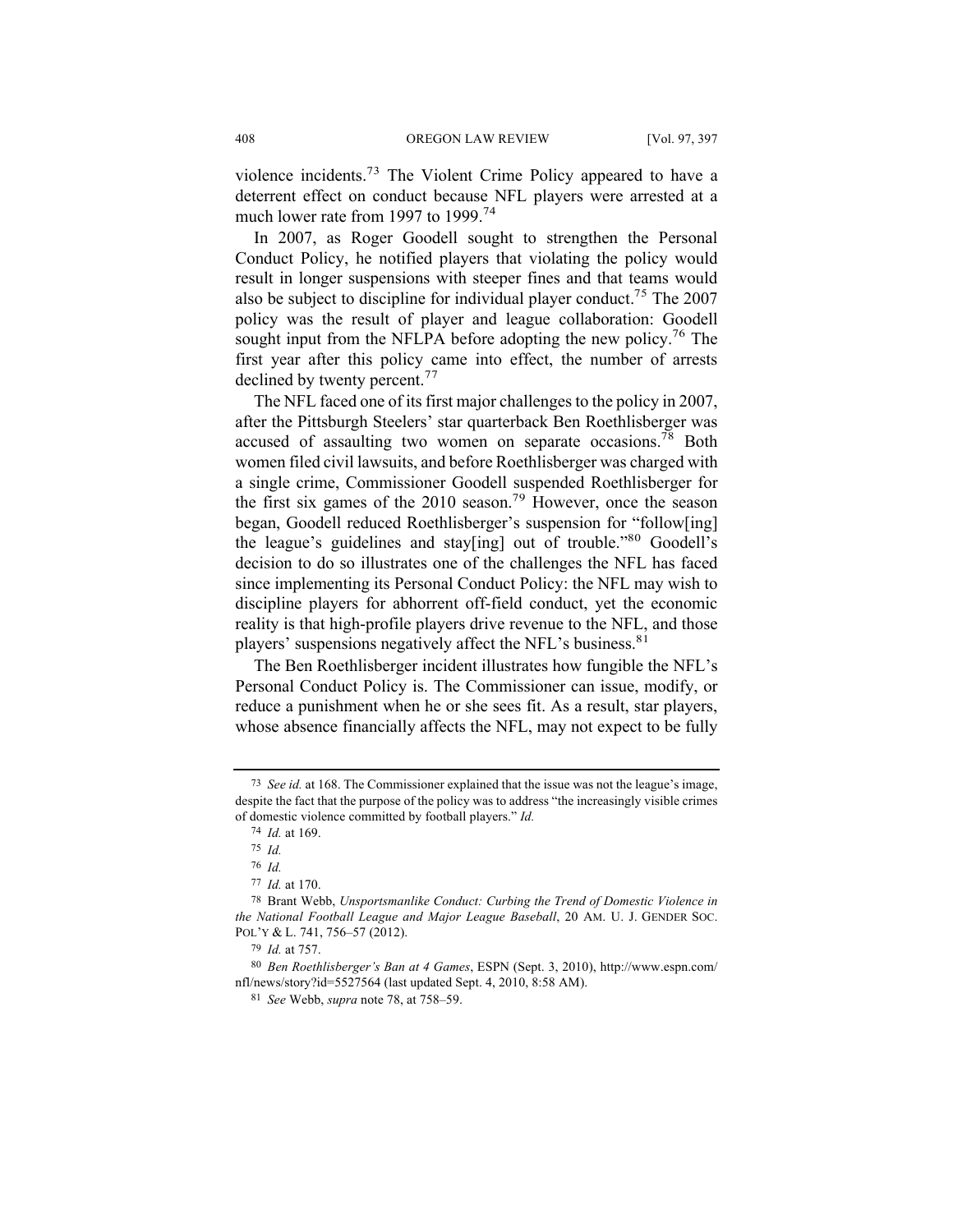violence incidents.[73] The Violent Crime Policy appeared to have a deterrent effect on conduct because NFL players were arrested at a much lower rate from 1997 to 1999.[74]

In 2007, as Roger Goodell sought to strengthen the Personal Conduct Policy, he notified players that violating the policy would result in longer suspensions with steeper fines and that teams would also be subject to discipline for individual player conduct.[75] The 2007 policy was the result of player and league collaboration: Goodell sought input from the NFLPA before adopting the new policy.[76] The first year after this policy came into effect, the number of arrests declined by twenty percent.[77]

The NFL faced one of its first major challenges to the policy in 2007, after the Pittsburgh Steelers' star quarterback Ben Roethlisberger was accused of assaulting two women on separate occasions.[78] Both women filed civil lawsuits, and before Roethlisberger was charged with a single crime, Commissioner Goodell suspended Roethlisberger for the first six games of the 2010 season.[79] However, once the season began, Goodell reduced Roethlisberger's suspension for "follow[ing] the league's guidelines and stay[ing] out of trouble."[80] Goodell's decision to do so illustrates one of the challenges the NFL has faced since implementing its Personal Conduct Policy: the NFL may wish to discipline players for abhorrent off-field conduct, yet the economic reality is that high-profile players drive revenue to the NFL, and those players' suspensions negatively affect the NFL's business.[81]

The Ben Roethlisberger incident illustrates how fungible the NFL's Personal Conduct Policy is. The Commissioner can issue, modify, or reduce a punishment when he or she sees fit. As a result, star players, whose absence financially affects the NFL, may not expect to be fully

---

[73] *See id.* at 168. The Commissioner explained that the issue was not the league's image, despite the fact that the purpose of the policy was to address "the increasingly visible crimes of domestic violence committed by football players." *Id.*

[74] *Id.* at 169.

[75] *Id.*

[76] *Id.*

[77] *Id.* at 170.

[78] Brant Webb, *Unsportsmanlike Conduct: Curbing the Trend of Domestic Violence in the National Football League and Major League Baseball*, 20 AM. U. J. GENDER SOC. POL'Y & L. 741, 756–57 (2012).

[79] *Id.* at 757.

[80] *Ben Roethlisberger's Ban at 4 Games*, ESPN (Sept. 3, 2010), http://www.espn.com/nfl/news/story?id=5527564 (last updated Sept. 4, 2010, 8:58 AM).

[81] *See* Webb, *supra* note 78, at 758–59.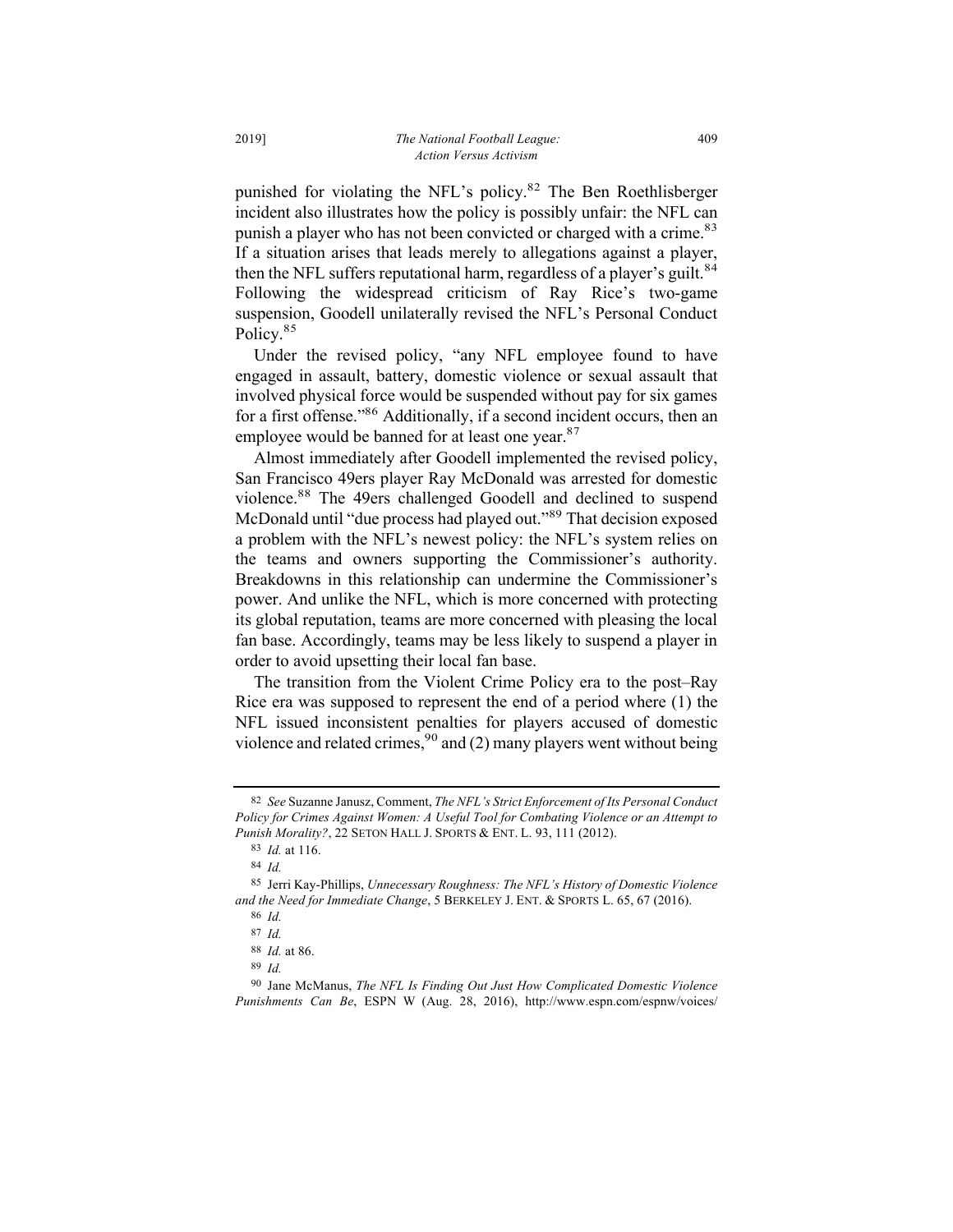punished for violating the NFL's policy.[82] The Ben Roethlisberger incident also illustrates how the policy is possibly unfair: the NFL can punish a player who has not been convicted or charged with a crime.[83] If a situation arises that leads merely to allegations against a player, then the NFL suffers reputational harm, regardless of a player's guilt.[84] Following the widespread criticism of Ray Rice's two-game suspension, Goodell unilaterally revised the NFL's Personal Conduct Policy.[85]

Under the revised policy, "any NFL employee found to have engaged in assault, battery, domestic violence or sexual assault that involved physical force would be suspended without pay for six games for a first offense."[86] Additionally, if a second incident occurs, then an employee would be banned for at least one year.[87]

Almost immediately after Goodell implemented the revised policy, San Francisco 49ers player Ray McDonald was arrested for domestic violence.[88] The 49ers challenged Goodell and declined to suspend McDonald until "due process had played out."[89] That decision exposed a problem with the NFL's newest policy: the NFL's system relies on the teams and owners supporting the Commissioner's authority. Breakdowns in this relationship can undermine the Commissioner's power. And unlike the NFL, which is more concerned with protecting its global reputation, teams are more concerned with pleasing the local fan base. Accordingly, teams may be less likely to suspend a player in order to avoid upsetting their local fan base.

The transition from the Violent Crime Policy era to the post–Ray Rice era was supposed to represent the end of a period where (1) the NFL issued inconsistent penalties for players accused of domestic violence and related crimes,[90] and (2) many players went without being

---

82 *See* Suzanne Janusz, Comment, *The NFL's Strict Enforcement of Its Personal Conduct Policy for Crimes Against Women: A Useful Tool for Combating Violence or an Attempt to Punish Morality?*, 22 SETON HALL J. SPORTS & ENT. L. 93, 111 (2012).

83 *Id.* at 116.

84 *Id.*

85 Jerri Kay-Phillips, *Unnecessary Roughness: The NFL's History of Domestic Violence and the Need for Immediate Change*, 5 BERKELEY J. ENT. & SPORTS L. 65, 67 (2016).

86 *Id.*

87 *Id.*

88 *Id.* at 86.

89 *Id.*

90 Jane McManus, *The NFL Is Finding Out Just How Complicated Domestic Violence Punishments Can Be*, ESPN W (Aug. 28, 2016), http://www.espn.com/espnw/voices/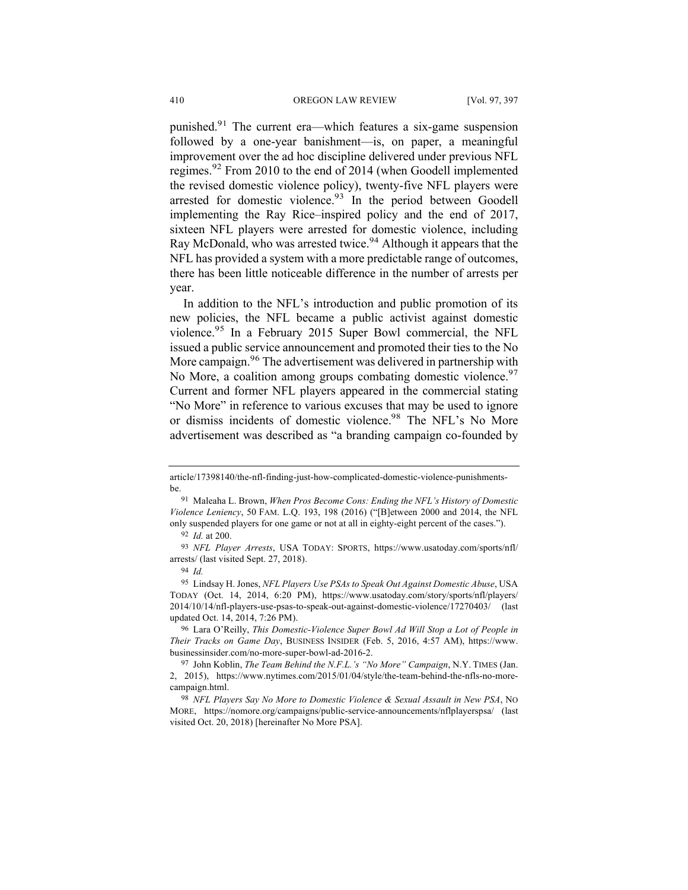punished.[91] The current era—which features a six-game suspension followed by a one-year banishment—is, on paper, a meaningful improvement over the ad hoc discipline delivered under previous NFL regimes.[92] From 2010 to the end of 2014 (when Goodell implemented the revised domestic violence policy), twenty-five NFL players were arrested for domestic violence.[93] In the period between Goodell implementing the Ray Rice–inspired policy and the end of 2017, sixteen NFL players were arrested for domestic violence, including Ray McDonald, who was arrested twice.[94] Although it appears that the NFL has provided a system with a more predictable range of outcomes, there has been little noticeable difference in the number of arrests per year.

In addition to the NFL's introduction and public promotion of its new policies, the NFL became a public activist against domestic violence.[95] In a February 2015 Super Bowl commercial, the NFL issued a public service announcement and promoted their ties to the No More campaign.[96] The advertisement was delivered in partnership with No More, a coalition among groups combating domestic violence.[97] Current and former NFL players appeared in the commercial stating "No More" in reference to various excuses that may be used to ignore or dismiss incidents of domestic violence.[98] The NFL's No More advertisement was described as "a branding campaign co-founded by

---

article/17398140/the-nfl-finding-just-how-complicated-domestic-violence-punishments-be.

91 Maleaha L. Brown, *When Pros Become Cons: Ending the NFL's History of Domestic Violence Leniency*, 50 FAM. L.Q. 193, 198 (2016) ("[B]etween 2000 and 2014, the NFL only suspended players for one game or not at all in eighty-eight percent of the cases.").

92 *Id.* at 200.

93 *NFL Player Arrests*, USA TODAY: SPORTS, https://www.usatoday.com/sports/nfl/arrests/ (last visited Sept. 27, 2018).

94 *Id.*

95 Lindsay H. Jones, *NFL Players Use PSAs to Speak Out Against Domestic Abuse*, USA TODAY (Oct. 14, 2014, 6:20 PM), https://www.usatoday.com/story/sports/nfl/players/2014/10/14/nfl-players-use-psas-to-speak-out-against-domestic-violence/17270403/ (last updated Oct. 14, 2014, 7:26 PM).

96 Lara O'Reilly, *This Domestic-Violence Super Bowl Ad Will Stop a Lot of People in Their Tracks on Game Day*, BUSINESS INSIDER (Feb. 5, 2016, 4:57 AM), https://www.businessinsider.com/no-more-super-bowl-ad-2016-2.

97 John Koblin, *The Team Behind the N.F.L.'s "No More" Campaign*, N.Y. TIMES (Jan. 2, 2015), https://www.nytimes.com/2015/01/04/style/the-team-behind-the-nfls-no-more-campaign.html.

98 *NFL Players Say No More to Domestic Violence & Sexual Assault in New PSA*, NO MORE, https://nomore.org/campaigns/public-service-announcements/nflplayerspsa/ (last visited Oct. 20, 2018) [hereinafter No More PSA].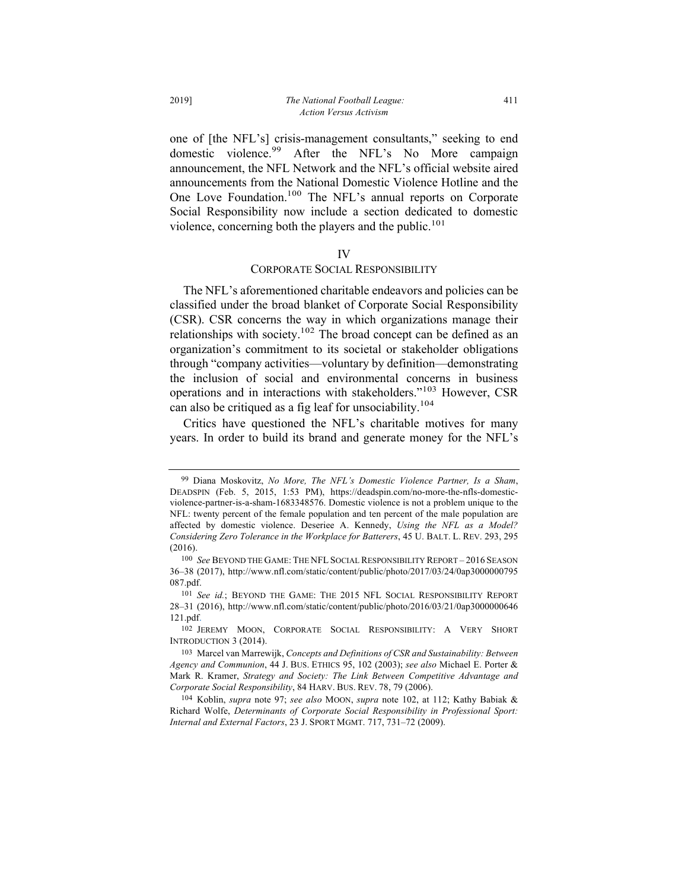one of [the NFL's] crisis-management consultants," seeking to end domestic violence.[99] After the NFL's No More campaign announcement, the NFL Network and the NFL's official website aired announcements from the National Domestic Violence Hotline and the One Love Foundation.[100] The NFL's annual reports on Corporate Social Responsibility now include a section dedicated to domestic violence, concerning both the players and the public.[101]

## IV
## CORPORATE SOCIAL RESPONSIBILITY

The NFL's aforementioned charitable endeavors and policies can be classified under the broad blanket of Corporate Social Responsibility (CSR). CSR concerns the way in which organizations manage their relationships with society.[102] The broad concept can be defined as an organization's commitment to its societal or stakeholder obligations through "company activities—voluntary by definition—demonstrating the inclusion of social and environmental concerns in business operations and in interactions with stakeholders."[103] However, CSR can also be critiqued as a fig leaf for unsociability.[104]

Critics have questioned the NFL's charitable motives for many years. In order to build its brand and generate money for the NFL's

---

[99] Diana Moskovitz, *No More, The NFL's Domestic Violence Partner, Is a Sham*, DEADSPIN (Feb. 5, 2015, 1:53 PM), https://deadspin.com/no-more-the-nfls-domestic-violence-partner-is-a-sham-1683348576. Domestic violence is not a problem unique to the NFL: twenty percent of the female population and ten percent of the male population are affected by domestic violence. Deseriee A. Kennedy, *Using the NFL as a Model? Considering Zero Tolerance in the Workplace for Batterers*, 45 U. BALT. L. REV. 293, 295 (2016).

[100] *See* BEYOND THE GAME: THE NFL SOCIAL RESPONSIBILITY REPORT – 2016 SEASON 36–38 (2017), http://www.nfl.com/static/content/public/photo/2017/03/24/0ap3000000795087.pdf.

[101] *See id.*; BEYOND THE GAME: THE 2015 NFL SOCIAL RESPONSIBILITY REPORT 28–31 (2016), http://www.nfl.com/static/content/public/photo/2016/03/21/0ap3000000646121.pdf.

[102] JEREMY MOON, CORPORATE SOCIAL RESPONSIBILITY: A VERY SHORT INTRODUCTION 3 (2014).

[103] Marcel van Marrewijk, *Concepts and Definitions of CSR and Sustainability: Between Agency and Communion*, 44 J. BUS. ETHICS 95, 102 (2003); *see also* Michael E. Porter & Mark R. Kramer, *Strategy and Society: The Link Between Competitive Advantage and Corporate Social Responsibility*, 84 HARV. BUS. REV. 78, 79 (2006).

[104] Koblin, *supra* note 97; *see also* MOON, *supra* note 102, at 112; Kathy Babiak & Richard Wolfe, *Determinants of Corporate Social Responsibility in Professional Sport: Internal and External Factors*, 23 J. SPORT MGMT. 717, 731–72 (2009).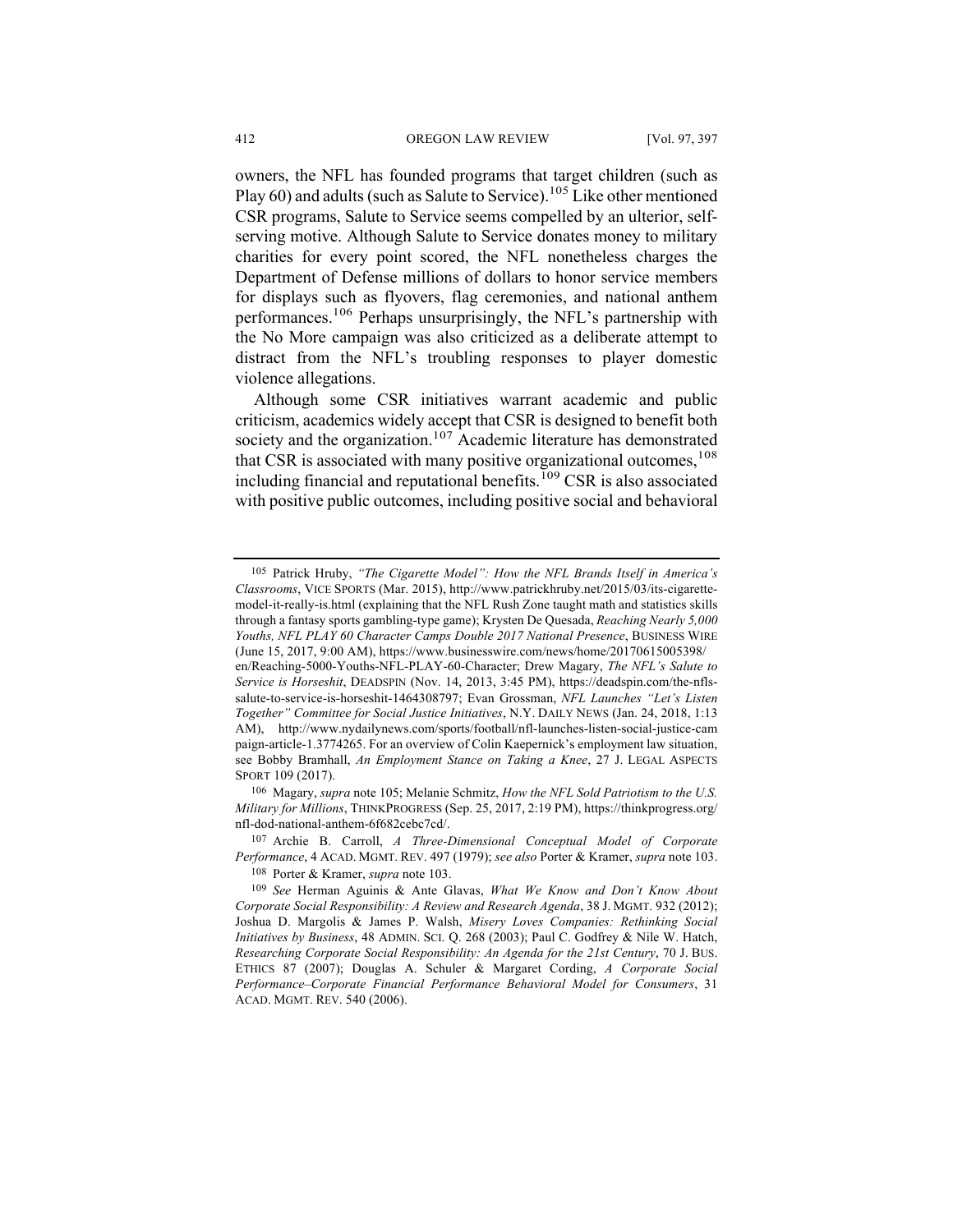owners, the NFL has founded programs that target children (such as Play 60) and adults (such as Salute to Service).[105] Like other mentioned CSR programs, Salute to Service seems compelled by an ulterior, self-serving motive. Although Salute to Service donates money to military charities for every point scored, the NFL nonetheless charges the Department of Defense millions of dollars to honor service members for displays such as flyovers, flag ceremonies, and national anthem performances.[106] Perhaps unsurprisingly, the NFL's partnership with the No More campaign was also criticized as a deliberate attempt to distract from the NFL's troubling responses to player domestic violence allegations.

Although some CSR initiatives warrant academic and public criticism, academics widely accept that CSR is designed to benefit both society and the organization.[107] Academic literature has demonstrated that CSR is associated with many positive organizational outcomes,[108] including financial and reputational benefits.[109] CSR is also associated with positive public outcomes, including positive social and behavioral

---

105 Patrick Hruby, *"The Cigarette Model": How the NFL Brands Itself in America's Classrooms*, VICE SPORTS (Mar. 2015), http://www.patrickhruby.net/2015/03/its-cigarette-model-it-really-is.html (explaining that the NFL Rush Zone taught math and statistics skills through a fantasy sports gambling-type game); Krysten De Quesada, *Reaching Nearly 5,000 Youths, NFL PLAY 60 Character Camps Double 2017 National Presence*, BUSINESS WIRE (June 15, 2017, 9:00 AM), https://www.businesswire.com/news/home/20170615005398/en/Reaching-5000-Youths-NFL-PLAY-60-Character; Drew Magary, *The NFL's Salute to Service is Horseshit*, DEADSPIN (Nov. 14, 2013, 3:45 PM), https://deadspin.com/the-nfls-salute-to-service-is-horseshit-1464308797; Evan Grossman, *NFL Launches "Let's Listen Together" Committee for Social Justice Initiatives*, N.Y. DAILY NEWS (Jan. 24, 2018, 1:13 AM), http://www.nydailynews.com/sports/football/nfl-launches-listen-social-justice-campaign-article-1.3774265. For an overview of Colin Kaepernick's employment law situation, see Bobby Bramhall, *An Employment Stance on Taking a Knee*, 27 J. LEGAL ASPECTS SPORT 109 (2017).

106 Magary, *supra* note 105; Melanie Schmitz, *How the NFL Sold Patriotism to the U.S. Military for Millions*, THINKPROGRESS (Sep. 25, 2017, 2:19 PM), https://thinkprogress.org/nfl-dod-national-anthem-6f682cebc7cd/.

107 Archie B. Carroll, *A Three-Dimensional Conceptual Model of Corporate Performance*, 4 ACAD. MGMT. REV. 497 (1979); *see also* Porter & Kramer, *supra* note 103.

108 Porter & Kramer, *supra* note 103.

109 *See* Herman Aguinis & Ante Glavas, *What We Know and Don't Know About Corporate Social Responsibility: A Review and Research Agenda*, 38 J. MGMT. 932 (2012); Joshua D. Margolis & James P. Walsh, *Misery Loves Companies: Rethinking Social Initiatives by Business*, 48 ADMIN. SCI. Q. 268 (2003); Paul C. Godfrey & Nile W. Hatch, *Researching Corporate Social Responsibility: An Agenda for the 21st Century*, 70 J. BUS. ETHICS 87 (2007); Douglas A. Schuler & Margaret Cording, *A Corporate Social Performance–Corporate Financial Performance Behavioral Model for Consumers*, 31 ACAD. MGMT. REV. 540 (2006).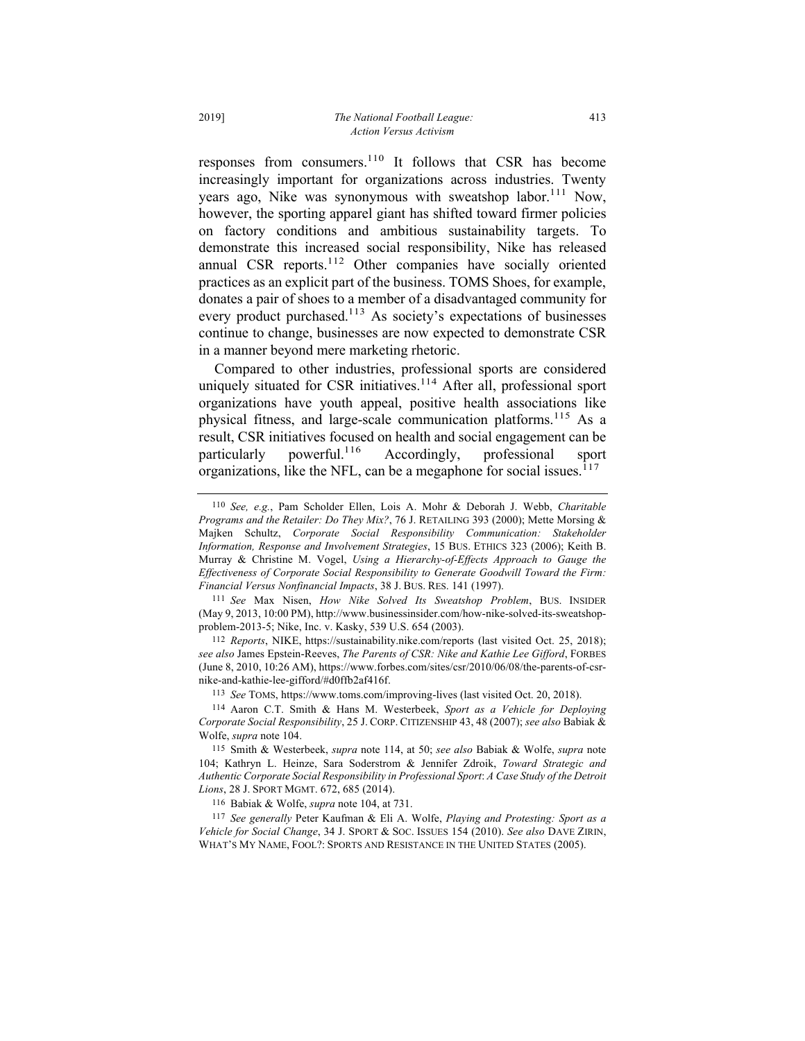responses from consumers.[110] It follows that CSR has become increasingly important for organizations across industries. Twenty years ago, Nike was synonymous with sweatshop labor.[111] Now, however, the sporting apparel giant has shifted toward firmer policies on factory conditions and ambitious sustainability targets. To demonstrate this increased social responsibility, Nike has released annual CSR reports.[112] Other companies have socially oriented practices as an explicit part of the business. TOMS Shoes, for example, donates a pair of shoes to a member of a disadvantaged community for every product purchased.[113] As society's expectations of businesses continue to change, businesses are now expected to demonstrate CSR in a manner beyond mere marketing rhetoric.

Compared to other industries, professional sports are considered uniquely situated for CSR initiatives.[114] After all, professional sport organizations have youth appeal, positive health associations like physical fitness, and large-scale communication platforms.[115] As a result, CSR initiatives focused on health and social engagement can be particularly powerful.[116] Accordingly, professional sport organizations, like the NFL, can be a megaphone for social issues.[117]

---

110 *See, e.g.*, Pam Scholder Ellen, Lois A. Mohr & Deborah J. Webb, *Charitable Programs and the Retailer: Do They Mix?*, 76 J. RETAILING 393 (2000); Mette Morsing & Majken Schultz, *Corporate Social Responsibility Communication: Stakeholder Information, Response and Involvement Strategies*, 15 BUS. ETHICS 323 (2006); Keith B. Murray & Christine M. Vogel, *Using a Hierarchy-of-Effects Approach to Gauge the Effectiveness of Corporate Social Responsibility to Generate Goodwill Toward the Firm: Financial Versus Nonfinancial Impacts*, 38 J. BUS. RES. 141 (1997).

111 *See* Max Nisen, *How Nike Solved Its Sweatshop Problem*, BUS. INSIDER (May 9, 2013, 10:00 PM), http://www.businessinsider.com/how-nike-solved-its-sweatshop-problem-2013-5; Nike, Inc. v. Kasky, 539 U.S. 654 (2003).

112 *Reports*, NIKE, https://sustainability.nike.com/reports (last visited Oct. 25, 2018); *see also* James Epstein-Reeves, *The Parents of CSR: Nike and Kathie Lee Gifford*, FORBES (June 8, 2010, 10:26 AM), https://www.forbes.com/sites/csr/2010/06/08/the-parents-of-csr-nike-and-kathie-lee-gifford/#d0ffb2af416f.

113 *See* TOMS, https://www.toms.com/improving-lives (last visited Oct. 20, 2018).

114 Aaron C.T. Smith & Hans M. Westerbeek, *Sport as a Vehicle for Deploying Corporate Social Responsibility*, 25 J. CORP. CITIZENSHIP 43, 48 (2007); *see also* Babiak & Wolfe, *supra* note 104.

115 Smith & Westerbeek, *supra* note 114, at 50; *see also* Babiak & Wolfe, *supra* note 104; Kathryn L. Heinze, Sara Soderstrom & Jennifer Zdroik, *Toward Strategic and Authentic Corporate Social Responsibility in Professional Sport*: *A Case Study of the Detroit Lions*, 28 J. SPORT MGMT. 672, 685 (2014).

116 Babiak & Wolfe, *supra* note 104, at 731.

117 *See generally* Peter Kaufman & Eli A. Wolfe, *Playing and Protesting: Sport as a Vehicle for Social Change*, 34 J. SPORT & SOC. ISSUES 154 (2010). *See also* DAVE ZIRIN, WHAT'S MY NAME, FOOL?: SPORTS AND RESISTANCE IN THE UNITED STATES (2005).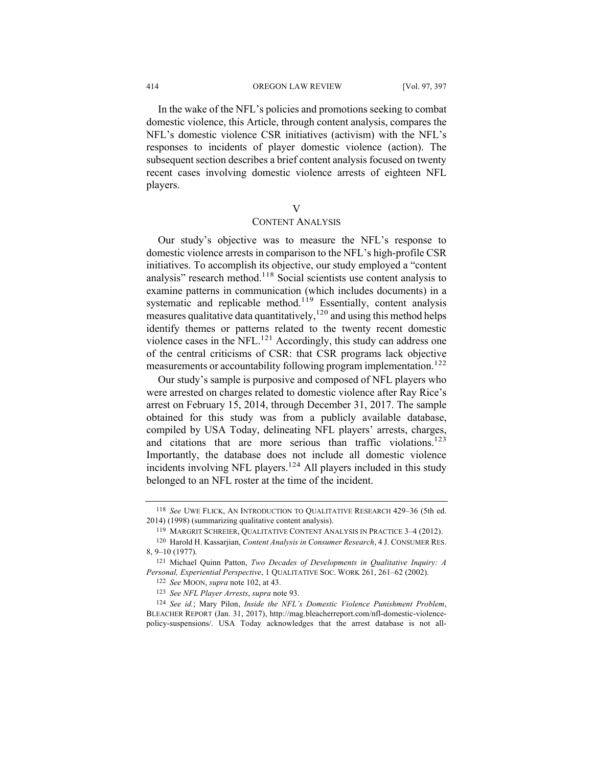In the wake of the NFL's policies and promotions seeking to combat domestic violence, this Article, through content analysis, compares the NFL's domestic violence CSR initiatives (activism) with the NFL's responses to incidents of player domestic violence (action). The subsequent section describes a brief content analysis focused on twenty recent cases involving domestic violence arrests of eighteen NFL players.

## V
## CONTENT ANALYSIS

Our study's objective was to measure the NFL's response to domestic violence arrests in comparison to the NFL's high-profile CSR initiatives. To accomplish its objective, our study employed a "content analysis" research method.[118] Social scientists use content analysis to examine patterns in communication (which includes documents) in a systematic and replicable method.[119] Essentially, content analysis measures qualitative data quantitatively,[120] and using this method helps identify themes or patterns related to the twenty recent domestic violence cases in the NFL.[121] Accordingly, this study can address one of the central criticisms of CSR: that CSR programs lack objective measurements or accountability following program implementation.[122]

Our study's sample is purposive and composed of NFL players who were arrested on charges related to domestic violence after Ray Rice's arrest on February 15, 2014, through December 31, 2017. The sample obtained for this study was from a publicly available database, compiled by USA Today, delineating NFL players' arrests, charges, and citations that are more serious than traffic violations.[123] Importantly, the database does not include all domestic violence incidents involving NFL players.[124] All players included in this study belonged to an NFL roster at the time of the incident.

---

[118] *See* UWE FLICK, AN INTRODUCTION TO QUALITATIVE RESEARCH 429–36 (5th ed. 2014) (1998) (summarizing qualitative content analysis).

[119] MARGRIT SCHREIER, QUALITATIVE CONTENT ANALYSIS IN PRACTICE 3–4 (2012).

[120] Harold H. Kassarjian, *Content Analysis in Consumer Research*, 4 J. CONSUMER RES. 8, 9–10 (1977).

[121] Michael Quinn Patton, *Two Decades of Developments in Qualitative Inquiry: A Personal, Experiential Perspective*, 1 QUALITATIVE SOC. WORK 261, 261–62 (2002).

[122] *See* MOON, *supra* note 102, at 43.

[123] *See NFL Player Arrests*, *supra* note 93.

[124] *See id.*; Mary Pilon, *Inside the NFL's Domestic Violence Punishment Problem*, BLEACHER REPORT (Jan. 31, 2017), http://mag.bleacherreport.com/nfl-domestic-violence-policy-suspensions/. USA Today acknowledges that the arrest database is not all-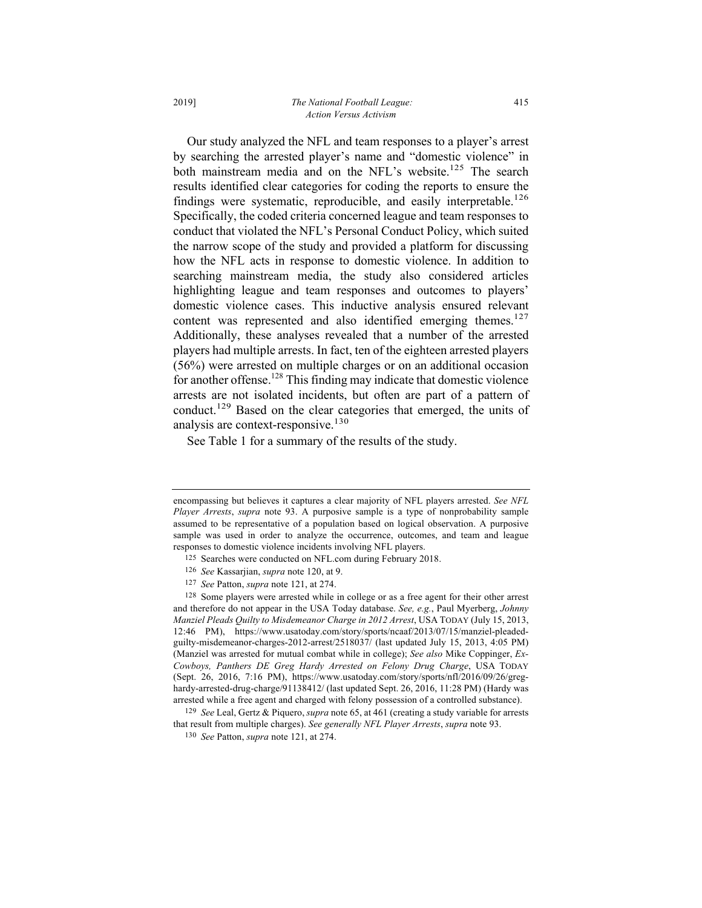Our study analyzed the NFL and team responses to a player's arrest by searching the arrested player's name and "domestic violence" in both mainstream media and on the NFL's website.[125] The search results identified clear categories for coding the reports to ensure the findings were systematic, reproducible, and easily interpretable.[126] Specifically, the coded criteria concerned league and team responses to conduct that violated the NFL's Personal Conduct Policy, which suited the narrow scope of the study and provided a platform for discussing how the NFL acts in response to domestic violence. In addition to searching mainstream media, the study also considered articles highlighting league and team responses and outcomes to players' domestic violence cases. This inductive analysis ensured relevant content was represented and also identified emerging themes.[127] Additionally, these analyses revealed that a number of the arrested players had multiple arrests. In fact, ten of the eighteen arrested players (56%) were arrested on multiple charges or on an additional occasion for another offense.[128] This finding may indicate that domestic violence arrests are not isolated incidents, but often are part of a pattern of conduct.[129] Based on the clear categories that emerged, the units of analysis are context-responsive.[130]

See Table 1 for a summary of the results of the study.

---

encompassing but believes it captures a clear majority of NFL players arrested. *See NFL Player Arrests*, *supra* note 93. A purposive sample is a type of nonprobability sample assumed to be representative of a population based on logical observation. A purposive sample was used in order to analyze the occurrence, outcomes, and team and league responses to domestic violence incidents involving NFL players.

[125] Searches were conducted on NFL.com during February 2018.

[126] *See* Kassarjian, *supra* note 120, at 9.

[127] *See* Patton, *supra* note 121, at 274.

[128] Some players were arrested while in college or as a free agent for their other arrest and therefore do not appear in the USA Today database. *See, e.g.*, Paul Myerberg, *Johnny Manziel Pleads Guilty to Misdemeanor Charge in 2012 Arrest*, USA TODAY (July 15, 2013, 12:46 PM), https://www.usatoday.com/story/sports/ncaaf/2013/07/15/manziel-pleaded-guilty-misdemeanor-charges-2012-arrest/2518037/ (last updated July 15, 2013, 4:05 PM) (Manziel was arrested for mutual combat while in college); *See also* Mike Coppinger, *Ex-Cowboys, Panthers DE Greg Hardy Arrested on Felony Drug Charge*, USA TODAY (Sept. 26, 2016, 7:16 PM), https://www.usatoday.com/story/sports/nfl/2016/09/26/greg-hardy-arrested-drug-charge/91138412/ (last updated Sept. 26, 2016, 11:28 PM) (Hardy was arrested while a free agent and charged with felony possession of a controlled substance).

[129] *See* Leal, Gertz & Piquero, *supra* note 65, at 461 (creating a study variable for arrests that result from multiple charges). *See generally NFL Player Arrests*, *supra* note 93.

[130] *See* Patton, *supra* note 121, at 274.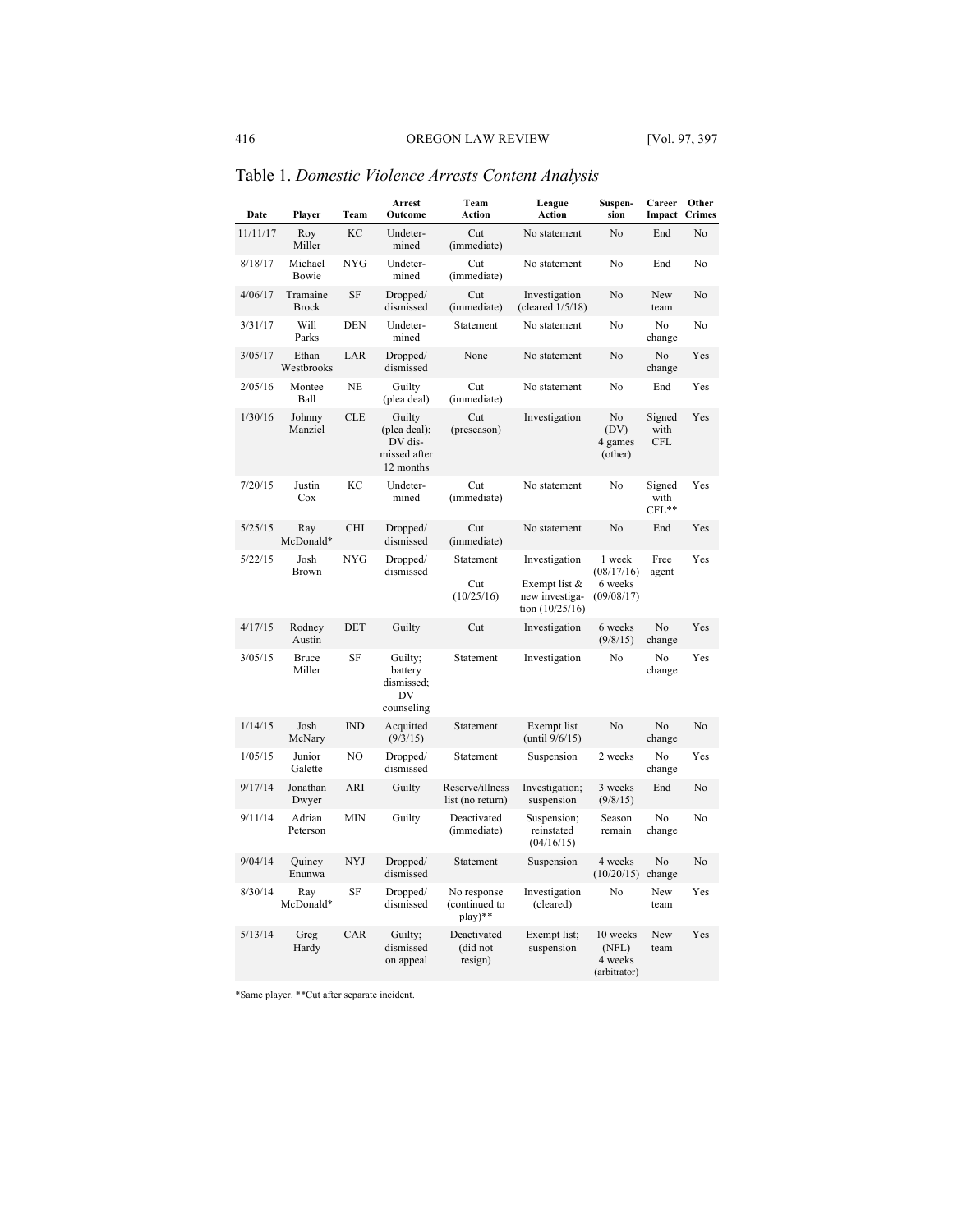Table 1. *Domestic Violence Arrests Content Analysis*

| Date | Player | Team | Arrest Outcome | Team Action | League Action | Suspension | Career Impact | Other Crimes |
|---|---|---|---|---|---|---|---|---|
| 11/11/17 | Roy Miller | KC | Undetermined | Cut (immediate) | No statement | No | End | No |
| 8/18/17 | Michael Bowie | NYG | Undetermined | Cut (immediate) | No statement | No | End | No |
| 4/06/17 | Tramaine Brock | SF | Dropped/ dismissed | Cut (immediate) | Investigation (cleared 1/5/18) | No | New team | No |
| 3/31/17 | Will Parks | DEN | Undetermined | Statement | No statement | No | No change | No |
| 3/05/17 | Ethan Westbrooks | LAR | Dropped/ dismissed | None | No statement | No | No change | Yes |
| 2/05/16 | Montee Ball | NE | Guilty (plea deal) | Cut (immediate) | No statement | No | End | Yes |
| 1/30/16 | Johnny Manziel | CLE | Guilty (plea deal); DV dismissed after 12 months | Cut (preseason) | Investigation | No (DV) 4 games (other) | Signed with CFL | Yes |
| 7/20/15 | Justin Cox | KC | Undetermined | Cut (immediate) | No statement | No | Signed with CFL** | Yes |
| 5/25/15 | Ray McDonald* | CHI | Dropped/ dismissed | Cut (immediate) | No statement | No | End | Yes |
| 5/22/15 | Josh Brown | NYG | Dropped/ dismissed | Statement<br>Cut (10/25/16) | Investigation<br>Exempt list & new investigation (10/25/16) | 1 week (08/17/16) 6 weeks (09/08/17) | Free agent | Yes |
| 4/17/15 | Rodney Austin | DET | Guilty | Cut | Investigation | 6 weeks (9/8/15) | No change | Yes |
| 3/05/15 | Bruce Miller | SF | Guilty; battery dismissed; DV counseling | Statement | Investigation | No | No change | Yes |
| 1/14/15 | Josh McNary | IND | Acquitted (9/3/15) | Statement | Exempt list (until 9/6/15) | No | No change | No |
| 1/05/15 | Junior Galette | NO | Dropped/ dismissed | Statement | Suspension | 2 weeks | No change | Yes |
| 9/17/14 | Jonathan Dwyer | ARI | Guilty | Reserve/illness list (no return) | Investigation; suspension | 3 weeks (9/8/15) | End | No |
| 9/11/14 | Adrian Peterson | MIN | Guilty | Deactivated (immediate) | Suspension; reinstated (04/16/15) | Season remain | No change | No |
| 9/04/14 | Quincy Enunwa | NYJ | Dropped/ dismissed | Statement | Suspension | 4 weeks (10/20/15) | No change | No |
| 8/30/14 | Ray McDonald* | SF | Dropped/ dismissed | No response (continued to play)** | Investigation (cleared) | No | New team | Yes |
| 5/13/14 | Greg Hardy | CAR | Guilty; dismissed on appeal | Deactivated (did not resign) | Exempt list; suspension | 10 weeks (NFL) 4 weeks (arbitrator) | New team | Yes |

*Same player. **Cut after separate incident.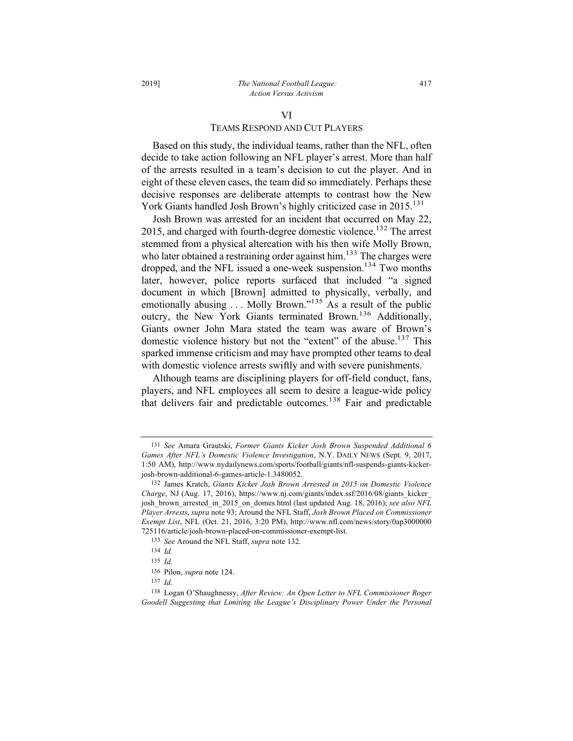## VI
## TEAMS RESPOND AND CUT PLAYERS

Based on this study, the individual teams, rather than the NFL, often decide to take action following an NFL player's arrest. More than half of the arrests resulted in a team's decision to cut the player. And in eight of these eleven cases, the team did so immediately. Perhaps these decisive responses are deliberate attempts to contrast how the New York Giants handled Josh Brown's highly criticized case in 2015.[131]

Josh Brown was arrested for an incident that occurred on May 22, 2015, and charged with fourth-degree domestic violence.[132] The arrest stemmed from a physical altercation with his then wife Molly Brown, who later obtained a restraining order against him.[133] The charges were dropped, and the NFL issued a one-week suspension.[134] Two months later, however, police reports surfaced that included "a signed document in which [Brown] admitted to physically, verbally, and emotionally abusing . . . Molly Brown."[135] As a result of the public outcry, the New York Giants terminated Brown.[136] Additionally, Giants owner John Mara stated the team was aware of Brown's domestic violence history but not the "extent" of the abuse.[137] This sparked immense criticism and may have prompted other teams to deal with domestic violence arrests swiftly and with severe punishments.

Although teams are disciplining players for off-field conduct, fans, players, and NFL employees all seem to desire a league-wide policy that delivers fair and predictable outcomes.[138] Fair and predictable

---

131 *See* Amara Grautski, *Former Giants Kicker Josh Brown Suspended Additional 6 Games After NFL's Domestic Violence Investigation*, N.Y. DAILY NEWS (Sept. 9, 2017, 1:50 AM), http://www.nydailynews.com/sports/football/giants/nfl-suspends-giants-kicker-josh-brown-additional-6-games-article-1.3480052.

132 James Kratch, *Giants Kicker Josh Brown Arrested in 2015 on Domestic Violence Charge*, NJ (Aug. 17, 2016), https://www.nj.com/giants/index.ssf/2016/08/giants_kicker_josh_brown_arrested_in_2015_on_domes.html (last updated Aug. 18, 2016); *see also NFL Player Arrests*, *supra* note 93; Around the NFL Staff, *Josh Brown Placed on Commissioner Exempt List*, NFL (Oct. 21, 2016, 3:20 PM), http://www.nfl.com/news/story/0ap3000000725116/article/josh-brown-placed-on-commissioner-exempt-list.

133 *See* Around the NFL Staff, *supra* note 132.

134 *Id.*

135 *Id.*

136 Pilon, *supra* note 124.

137 *Id.*

138 Logan O'Shaughnessy, *After Review: An Open Letter to NFL Commissioner Roger Goodell Suggesting that Limiting the League's Disciplinary Power Under the Personal*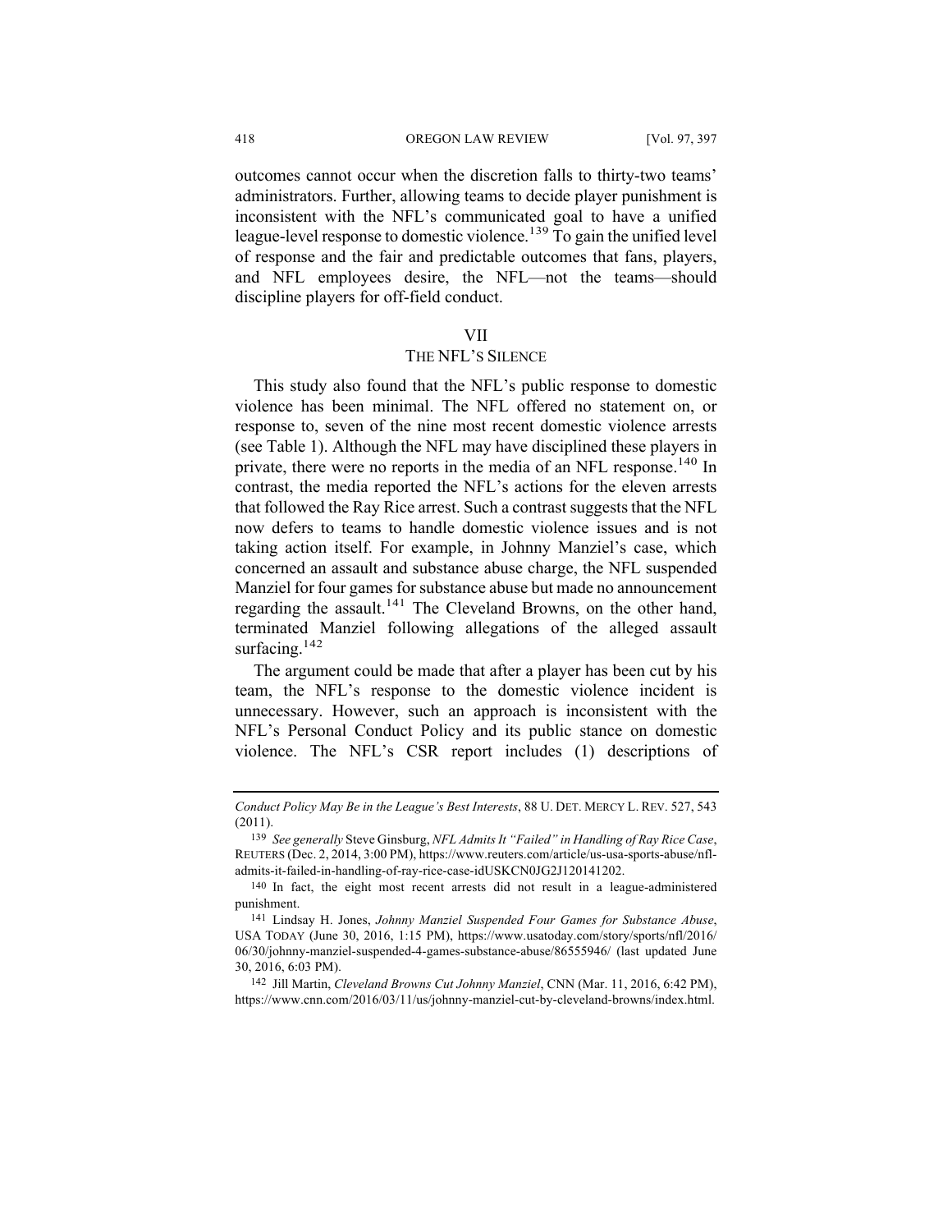outcomes cannot occur when the discretion falls to thirty-two teams' administrators. Further, allowing teams to decide player punishment is inconsistent with the NFL's communicated goal to have a unified league-level response to domestic violence.[139] To gain the unified level of response and the fair and predictable outcomes that fans, players, and NFL employees desire, the NFL—not the teams—should discipline players for off-field conduct.

## VII
## THE NFL'S SILENCE

This study also found that the NFL's public response to domestic violence has been minimal. The NFL offered no statement on, or response to, seven of the nine most recent domestic violence arrests (see Table 1). Although the NFL may have disciplined these players in private, there were no reports in the media of an NFL response.[140] In contrast, the media reported the NFL's actions for the eleven arrests that followed the Ray Rice arrest. Such a contrast suggests that the NFL now defers to teams to handle domestic violence issues and is not taking action itself. For example, in Johnny Manziel's case, which concerned an assault and substance abuse charge, the NFL suspended Manziel for four games for substance abuse but made no announcement regarding the assault.[141] The Cleveland Browns, on the other hand, terminated Manziel following allegations of the alleged assault surfacing.[142]

The argument could be made that after a player has been cut by his team, the NFL's response to the domestic violence incident is unnecessary. However, such an approach is inconsistent with the NFL's Personal Conduct Policy and its public stance on domestic violence. The NFL's CSR report includes (1) descriptions of

---

*Conduct Policy May Be in the League's Best Interests*, 88 U. DET. MERCY L. REV. 527, 543 (2011).

139 *See generally* Steve Ginsburg, *NFL Admits It "Failed" in Handling of Ray Rice Case*, REUTERS (Dec. 2, 2014, 3:00 PM), https://www.reuters.com/article/us-usa-sports-abuse/nfl-admits-it-failed-in-handling-of-ray-rice-case-idUSKCN0JG2J120141202.

140 In fact, the eight most recent arrests did not result in a league-administered punishment.

141 Lindsay H. Jones, *Johnny Manziel Suspended Four Games for Substance Abuse*, USA TODAY (June 30, 2016, 1:15 PM), https://www.usatoday.com/story/sports/nfl/2016/06/30/johnny-manziel-suspended-4-games-substance-abuse/86555946/ (last updated June 30, 2016, 6:03 PM).

142 Jill Martin, *Cleveland Browns Cut Johnny Manziel*, CNN (Mar. 11, 2016, 6:42 PM), https://www.cnn.com/2016/03/11/us/johnny-manziel-cut-by-cleveland-browns/index.html.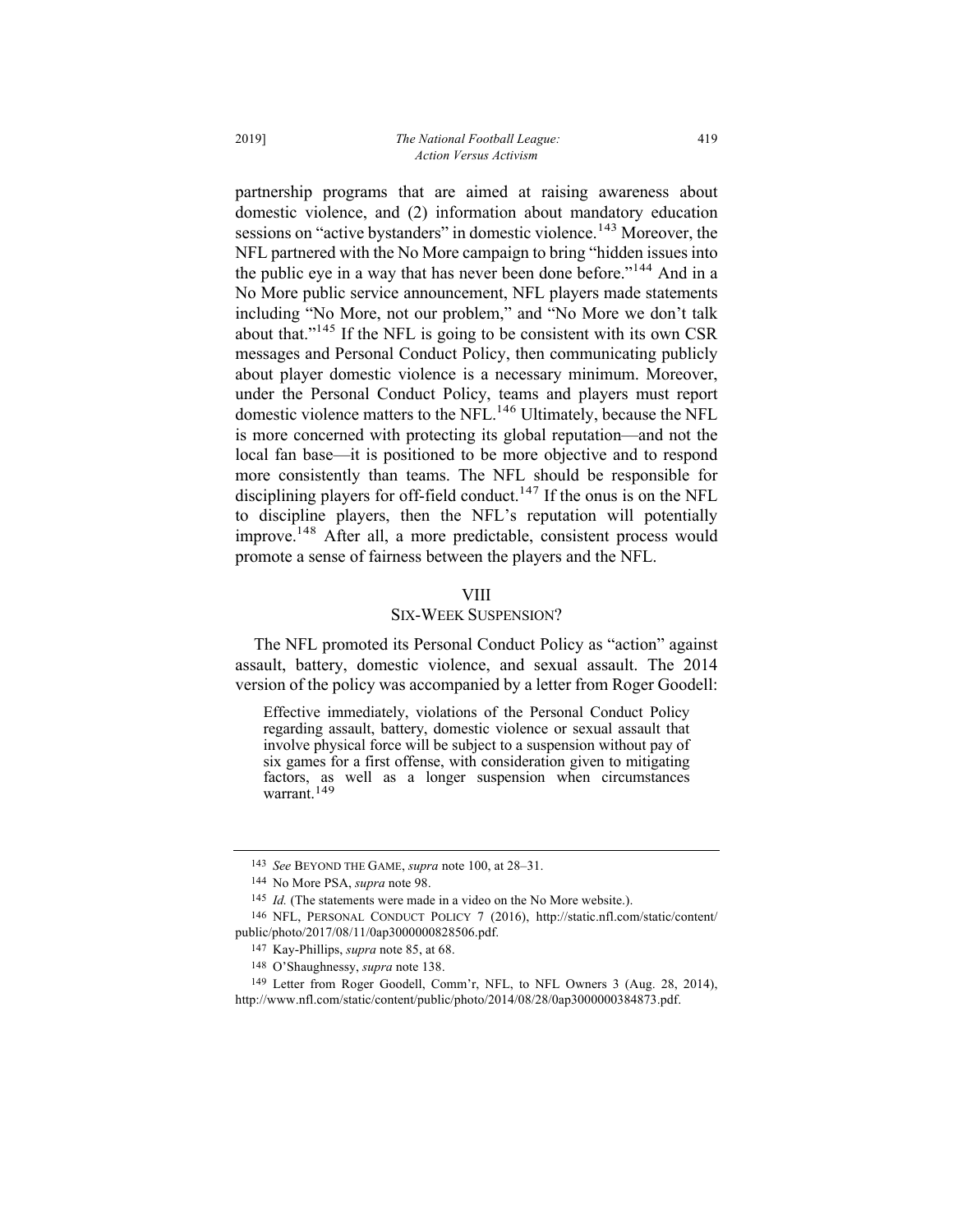partnership programs that are aimed at raising awareness about domestic violence, and (2) information about mandatory education sessions on "active bystanders" in domestic violence.[143] Moreover, the NFL partnered with the No More campaign to bring "hidden issues into the public eye in a way that has never been done before."[144] And in a No More public service announcement, NFL players made statements including "No More, not our problem," and "No More we don't talk about that."[145] If the NFL is going to be consistent with its own CSR messages and Personal Conduct Policy, then communicating publicly about player domestic violence is a necessary minimum. Moreover, under the Personal Conduct Policy, teams and players must report domestic violence matters to the NFL.[146] Ultimately, because the NFL is more concerned with protecting its global reputation—and not the local fan base—it is positioned to be more objective and to respond more consistently than teams. The NFL should be responsible for disciplining players for off-field conduct.[147] If the onus is on the NFL to discipline players, then the NFL's reputation will potentially improve.[148] After all, a more predictable, consistent process would promote a sense of fairness between the players and the NFL.

## VIII
## SIX-WEEK SUSPENSION?

The NFL promoted its Personal Conduct Policy as "action" against assault, battery, domestic violence, and sexual assault. The 2014 version of the policy was accompanied by a letter from Roger Goodell:

> Effective immediately, violations of the Personal Conduct Policy regarding assault, battery, domestic violence or sexual assault that involve physical force will be subject to a suspension without pay of six games for a first offense, with consideration given to mitigating factors, as well as a longer suspension when circumstances warrant.[149]

---

143 *See* BEYOND THE GAME, *supra* note 100, at 28–31.

144 No More PSA, *supra* note 98.

145 *Id.* (The statements were made in a video on the No More website.).

146 NFL, PERSONAL CONDUCT POLICY 7 (2016), http://static.nfl.com/static/content/public/photo/2017/08/11/0ap3000000828506.pdf.

147 Kay-Phillips, *supra* note 85, at 68.

148 O'Shaughnessy, *supra* note 138.

149 Letter from Roger Goodell, Comm'r, NFL, to NFL Owners 3 (Aug. 28, 2014), http://www.nfl.com/static/content/public/photo/2014/08/28/0ap3000000384873.pdf.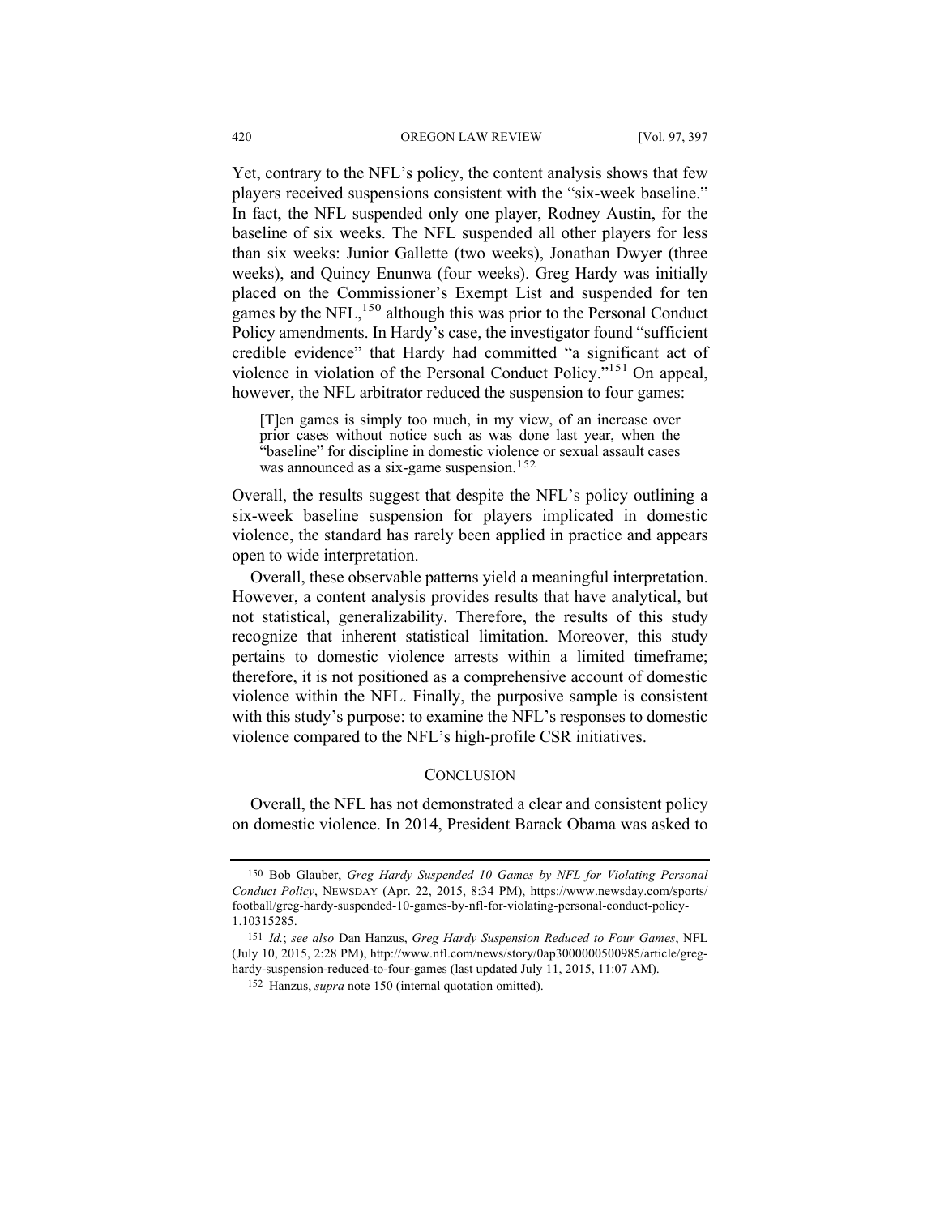Yet, contrary to the NFL's policy, the content analysis shows that few players received suspensions consistent with the "six-week baseline." In fact, the NFL suspended only one player, Rodney Austin, for the baseline of six weeks. The NFL suspended all other players for less than six weeks: Junior Gallette (two weeks), Jonathan Dwyer (three weeks), and Quincy Enunwa (four weeks). Greg Hardy was initially placed on the Commissioner's Exempt List and suspended for ten games by the NFL,[150] although this was prior to the Personal Conduct Policy amendments. In Hardy's case, the investigator found "sufficient credible evidence" that Hardy had committed "a significant act of violence in violation of the Personal Conduct Policy."[151] On appeal, however, the NFL arbitrator reduced the suspension to four games:

> [T]en games is simply too much, in my view, of an increase over prior cases without notice such as was done last year, when the "baseline" for discipline in domestic violence or sexual assault cases was announced as a six-game suspension.[152]

Overall, the results suggest that despite the NFL's policy outlining a six-week baseline suspension for players implicated in domestic violence, the standard has rarely been applied in practice and appears open to wide interpretation.

Overall, these observable patterns yield a meaningful interpretation. However, a content analysis provides results that have analytical, but not statistical, generalizability. Therefore, the results of this study recognize that inherent statistical limitation. Moreover, this study pertains to domestic violence arrests within a limited timeframe; therefore, it is not positioned as a comprehensive account of domestic violence within the NFL. Finally, the purposive sample is consistent with this study's purpose: to examine the NFL's responses to domestic violence compared to the NFL's high-profile CSR initiatives.

## CONCLUSION

Overall, the NFL has not demonstrated a clear and consistent policy on domestic violence. In 2014, President Barack Obama was asked to

---

150 Bob Glauber, *Greg Hardy Suspended 10 Games by NFL for Violating Personal Conduct Policy*, NEWSDAY (Apr. 22, 2015, 8:34 PM), https://www.newsday.com/sports/football/greg-hardy-suspended-10-games-by-nfl-for-violating-personal-conduct-policy-1.10315285.

151 *Id.*; *see also* Dan Hanzus, *Greg Hardy Suspension Reduced to Four Games*, NFL (July 10, 2015, 2:28 PM), http://www.nfl.com/news/story/0ap3000000500985/article/greg-hardy-suspension-reduced-to-four-games (last updated July 11, 2015, 11:07 AM).

152 Hanzus, *supra* note 150 (internal quotation omitted).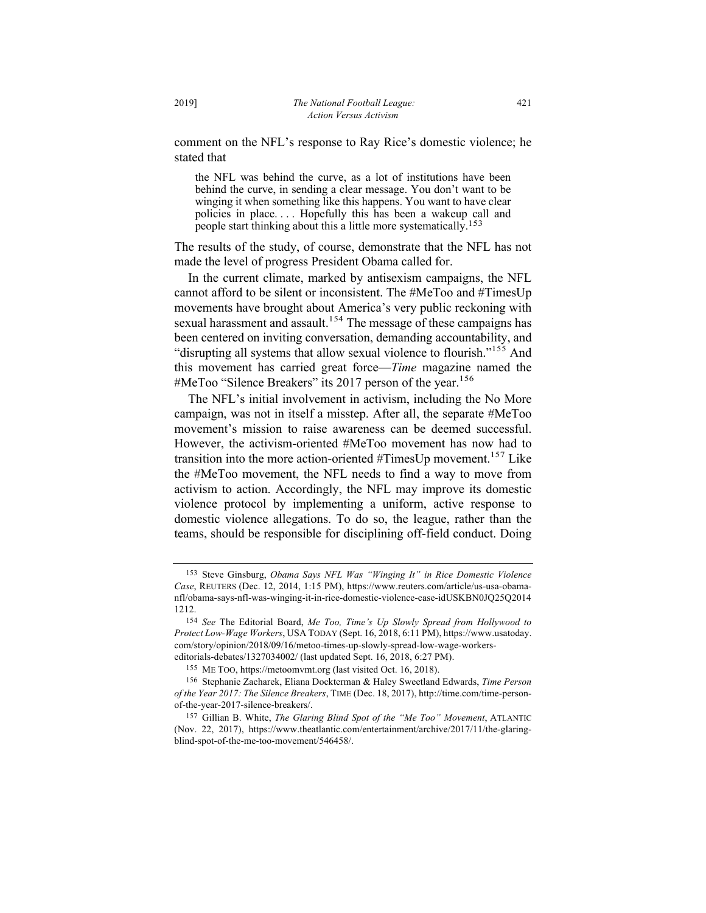comment on the NFL's response to Ray Rice's domestic violence; he stated that

> the NFL was behind the curve, as a lot of institutions have been behind the curve, in sending a clear message. You don't want to be winging it when something like this happens. You want to have clear policies in place. . . . Hopefully this has been a wakeup call and people start thinking about this a little more systematically.[153]

The results of the study, of course, demonstrate that the NFL has not made the level of progress President Obama called for.

In the current climate, marked by antisexism campaigns, the NFL cannot afford to be silent or inconsistent. The #MeToo and #TimesUp movements have brought about America's very public reckoning with sexual harassment and assault.[154] The message of these campaigns has been centered on inviting conversation, demanding accountability, and "disrupting all systems that allow sexual violence to flourish."[155] And this movement has carried great force—*Time* magazine named the #MeToo "Silence Breakers" its 2017 person of the year.[156]

The NFL's initial involvement in activism, including the No More campaign, was not in itself a misstep. After all, the separate #MeToo movement's mission to raise awareness can be deemed successful. However, the activism-oriented #MeToo movement has now had to transition into the more action-oriented #TimesUp movement.[157] Like the #MeToo movement, the NFL needs to find a way to move from activism to action. Accordingly, the NFL may improve its domestic violence protocol by implementing a uniform, active response to domestic violence allegations. To do so, the league, rather than the teams, should be responsible for disciplining off-field conduct. Doing

---

153 Steve Ginsburg, *Obama Says NFL Was "Winging It" in Rice Domestic Violence Case*, REUTERS (Dec. 12, 2014, 1:15 PM), https://www.reuters.com/article/us-usa-obama-nfl/obama-says-nfl-was-winging-it-in-rice-domestic-violence-case-idUSKBN0JQ25Q20141212.

154 *See* The Editorial Board, *Me Too, Time's Up Slowly Spread from Hollywood to Protect Low-Wage Workers*, USA TODAY (Sept. 16, 2018, 6:11 PM), https://www.usatoday.com/story/opinion/2018/09/16/metoo-times-up-slowly-spread-low-wage-workers-editorials-debates/1327034002/ (last updated Sept. 16, 2018, 6:27 PM).

155 ME TOO, https://metoomvmt.org (last visited Oct. 16, 2018).

156 Stephanie Zacharek, Eliana Dockterman & Haley Sweetland Edwards, *Time Person of the Year 2017: The Silence Breakers*, TIME (Dec. 18, 2017), http://time.com/time-person-of-the-year-2017-silence-breakers/.

157 Gillian B. White, *The Glaring Blind Spot of the "Me Too" Movement*, ATLANTIC (Nov. 22, 2017), https://www.theatlantic.com/entertainment/archive/2017/11/the-glaring-blind-spot-of-the-me-too-movement/546458/.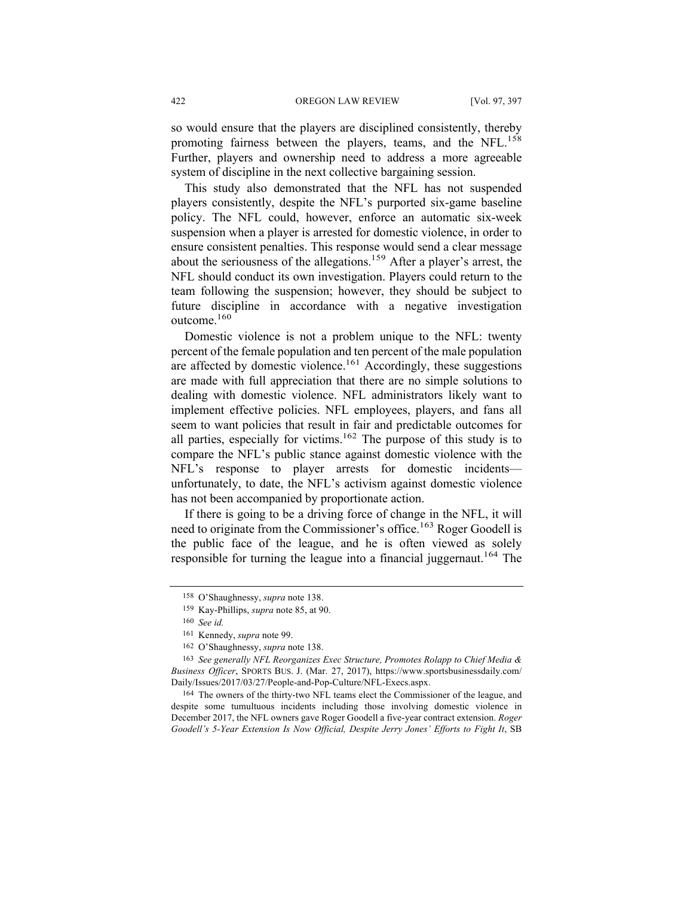so would ensure that the players are disciplined consistently, thereby promoting fairness between the players, teams, and the NFL.[158] Further, players and ownership need to address a more agreeable system of discipline in the next collective bargaining session.

This study also demonstrated that the NFL has not suspended players consistently, despite the NFL's purported six-game baseline policy. The NFL could, however, enforce an automatic six-week suspension when a player is arrested for domestic violence, in order to ensure consistent penalties. This response would send a clear message about the seriousness of the allegations.[159] After a player's arrest, the NFL should conduct its own investigation. Players could return to the team following the suspension; however, they should be subject to future discipline in accordance with a negative investigation outcome.[160]

Domestic violence is not a problem unique to the NFL: twenty percent of the female population and ten percent of the male population are affected by domestic violence.[161] Accordingly, these suggestions are made with full appreciation that there are no simple solutions to dealing with domestic violence. NFL administrators likely want to implement effective policies. NFL employees, players, and fans all seem to want policies that result in fair and predictable outcomes for all parties, especially for victims.[162] The purpose of this study is to compare the NFL's public stance against domestic violence with the NFL's response to player arrests for domestic incidents—unfortunately, to date, the NFL's activism against domestic violence has not been accompanied by proportionate action.

If there is going to be a driving force of change in the NFL, it will need to originate from the Commissioner's office.[163] Roger Goodell is the public face of the league, and he is often viewed as solely responsible for turning the league into a financial juggernaut.[164] The

---

158 O'Shaughnessy, *supra* note 138.

159 Kay-Phillips, *supra* note 85, at 90.

160 *See id.*

161 Kennedy, *supra* note 99.

162 O'Shaughnessy, *supra* note 138.

163 *See generally NFL Reorganizes Exec Structure, Promotes Rolapp to Chief Media & Business Officer*, SPORTS BUS. J. (Mar. 27, 2017), https://www.sportsbusinessdaily.com/Daily/Issues/2017/03/27/People-and-Pop-Culture/NFL-Execs.aspx.

164 The owners of the thirty-two NFL teams elect the Commissioner of the league, and despite some tumultuous incidents including those involving domestic violence in December 2017, the NFL owners gave Roger Goodell a five-year contract extension. *Roger Goodell's 5-Year Extension Is Now Official, Despite Jerry Jones' Efforts to Fight It*, SB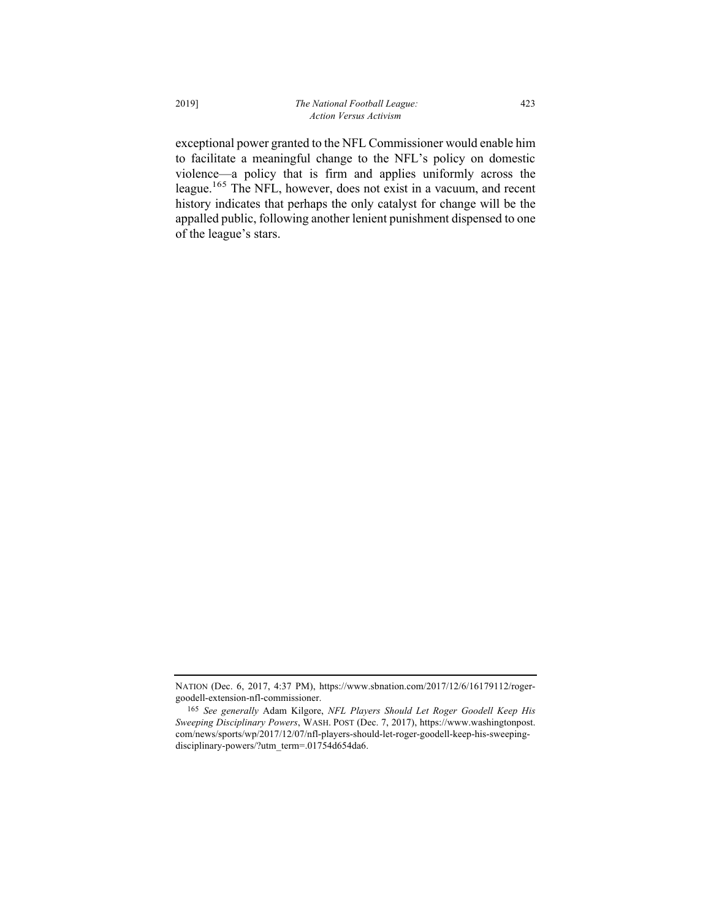exceptional power granted to the NFL Commissioner would enable him to facilitate a meaningful change to the NFL's policy on domestic violence—a policy that is firm and applies uniformly across the league.[165] The NFL, however, does not exist in a vacuum, and recent history indicates that perhaps the only catalyst for change will be the appalled public, following another lenient punishment dispensed to one of the league's stars.

---

NATION (Dec. 6, 2017, 4:37 PM), https://www.sbnation.com/2017/12/6/16179112/roger-goodell-extension-nfl-commissioner.

[165] *See generally* Adam Kilgore, *NFL Players Should Let Roger Goodell Keep His Sweeping Disciplinary Powers*, WASH. POST (Dec. 7, 2017), https://www.washingtonpost.com/news/sports/wp/2017/12/07/nfl-players-should-let-roger-goodell-keep-his-sweeping-disciplinary-powers/?utm_term=.01754d654da6.